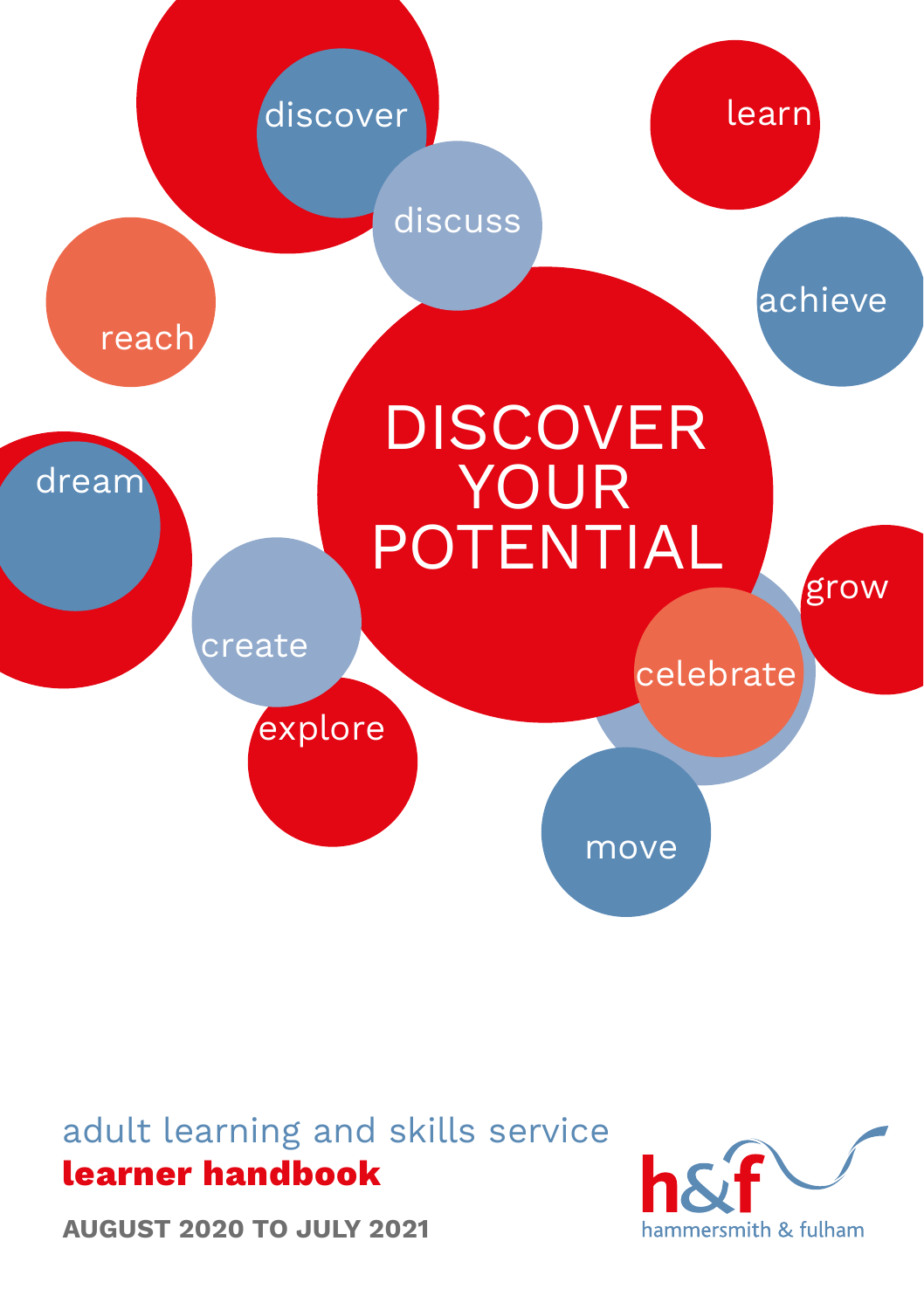discover

discuss

learn

reach

achieve

# DISCOVER YOUR POTENTIAL

dream

grow

create

celebrate

explore

move

adult learning and skills service

**learner handbook**

**AUGUST 2020 TO JULY 2021**

h&f hammersmith & fulham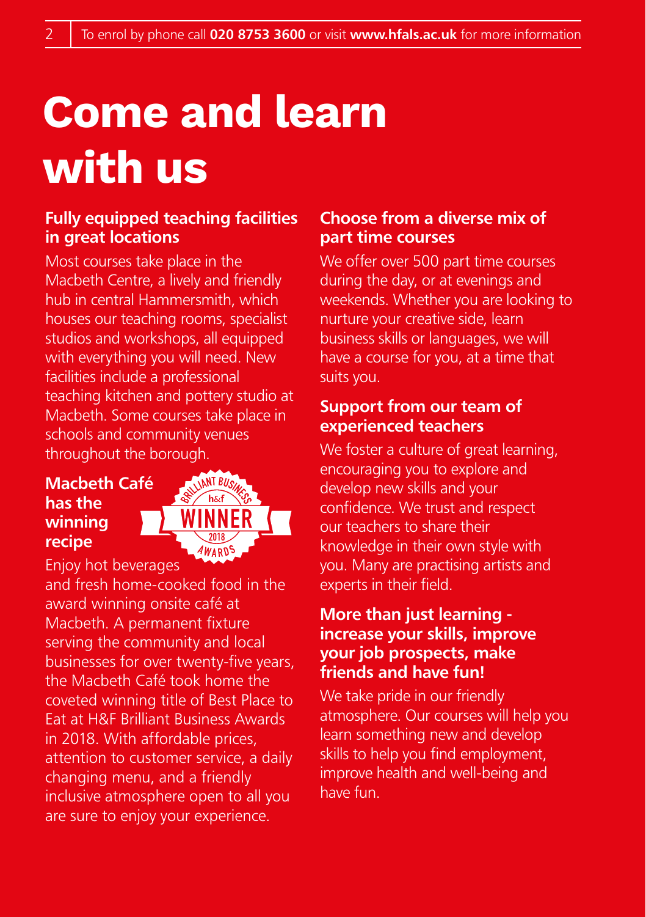# Come and learn with us

### Fully equipped teaching facilities in great locations

Most courses take place in the Macbeth Centre, a lively and friendly hub in central Hammersmith, which houses our teaching rooms, specialist studios and workshops, all equipped with everything you will need. New facilities include a professional teaching kitchen and pottery studio at Macbeth. Some courses take place in schools and community venues throughout the borough.

### Macbeth Café has the winning recipe

BRILLIANT BUSINESS h&f WINNER 2018 AWARDS

Enjoy hot beverages and fresh home-cooked food in the award winning onsite café at Macbeth. A permanent fixture serving the community and local businesses for over twenty-five years, the Macbeth Café took home the coveted winning title of Best Place to Eat at H&F Brilliant Business Awards in 2018. With affordable prices, attention to customer service, a daily changing menu, and a friendly inclusive atmosphere open to all you are sure to enjoy your experience.

### Choose from a diverse mix of part time courses

We offer over 500 part time courses during the day, or at evenings and weekends. Whether you are looking to nurture your creative side, learn business skills or languages, we will have a course for you, at a time that suits you.

### Support from our team of experienced teachers

We foster a culture of great learning, encouraging you to explore and develop new skills and your confidence. We trust and respect our teachers to share their knowledge in their own style with you. Many are practising artists and experts in their field.

### More than just learning - increase your skills, improve your job prospects, make friends and have fun!

We take pride in our friendly atmosphere. Our courses will help you learn something new and develop skills to help you find employment, improve health and well-being and have fun.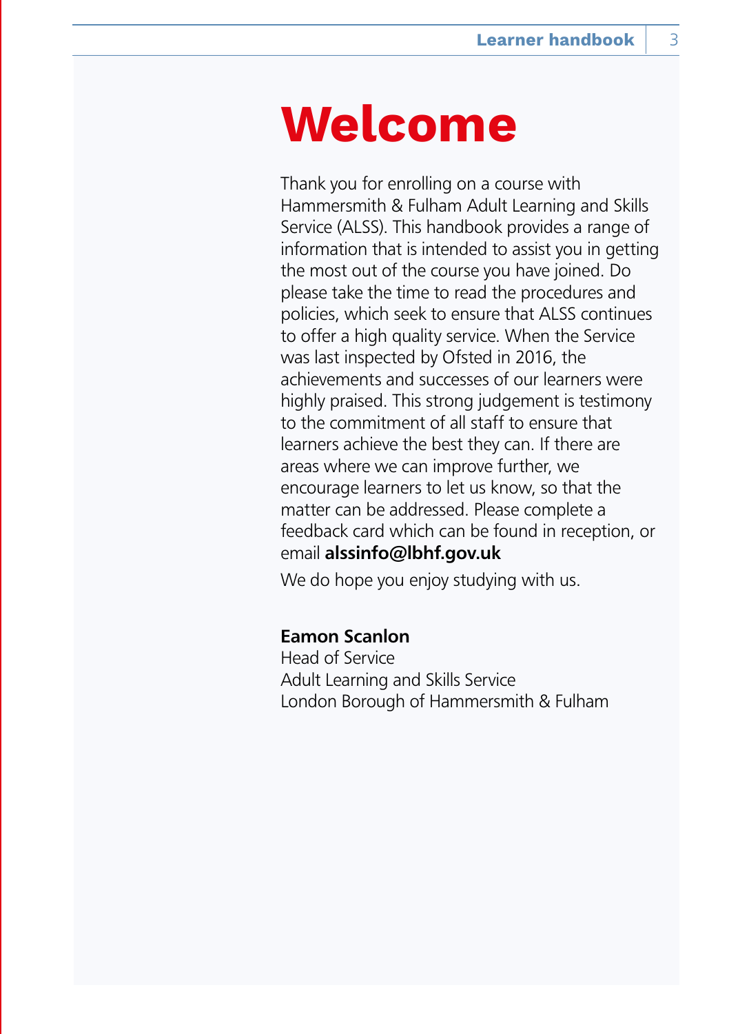# Welcome

Thank you for enrolling on a course with Hammersmith & Fulham Adult Learning and Skills Service (ALSS). This handbook provides a range of information that is intended to assist you in getting the most out of the course you have joined. Do please take the time to read the procedures and policies, which seek to ensure that ALSS continues to offer a high quality service. When the Service was last inspected by Ofsted in 2016, the achievements and successes of our learners were highly praised. This strong judgement is testimony to the commitment of all staff to ensure that learners achieve the best they can. If there are areas where we can improve further, we encourage learners to let us know, so that the matter can be addressed. Please complete a feedback card which can be found in reception, or email **alssinfo@lbhf.gov.uk**

We do hope you enjoy studying with us.

**Eamon Scanlon**
Head of Service
Adult Learning and Skills Service
London Borough of Hammersmith & Fulham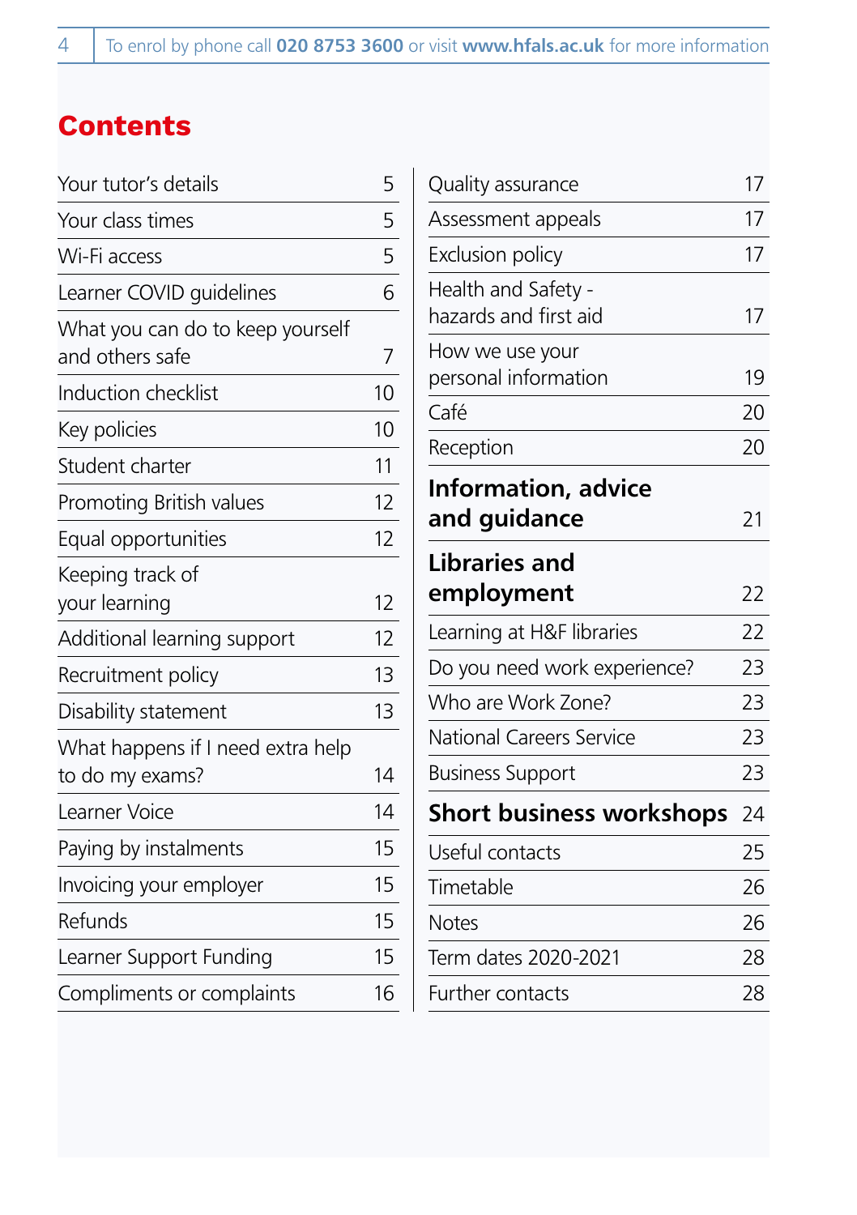# Contents

| | |
|---|---|
| Your tutor's details | 5 |
| Your class times | 5 |
| Wi-Fi access | 5 |
| Learner COVID guidelines | 6 |
| What you can do to keep yourself and others safe | 7 |
| Induction checklist | 10 |
| Key policies | 10 |
| Student charter | 11 |
| Promoting British values | 12 |
| Equal opportunities | 12 |
| Keeping track of your learning | 12 |
| Additional learning support | 12 |
| Recruitment policy | 13 |
| Disability statement | 13 |
| What happens if I need extra help to do my exams? | 14 |
| Learner Voice | 14 |
| Paying by instalments | 15 |
| Invoicing your employer | 15 |
| Refunds | 15 |
| Learner Support Funding | 15 |
| Compliments or complaints | 16 |
| Quality assurance | 17 |
| Assessment appeals | 17 |
| Exclusion policy | 17 |
| Health and Safety - hazards and first aid | 17 |
| How we use your personal information | 19 |
| Café | 20 |
| Reception | 20 |
| **Information, advice and guidance** | 21 |
| **Libraries and employment** | 22 |
| Learning at H&F libraries | 22 |
| Do you need work experience? | 23 |
| Who are Work Zone? | 23 |
| National Careers Service | 23 |
| Business Support | 23 |
| **Short business workshops** | 24 |
| Useful contacts | 25 |
| Timetable | 26 |
| Notes | 26 |
| Term dates 2020-2021 | 28 |
| Further contacts | 28 |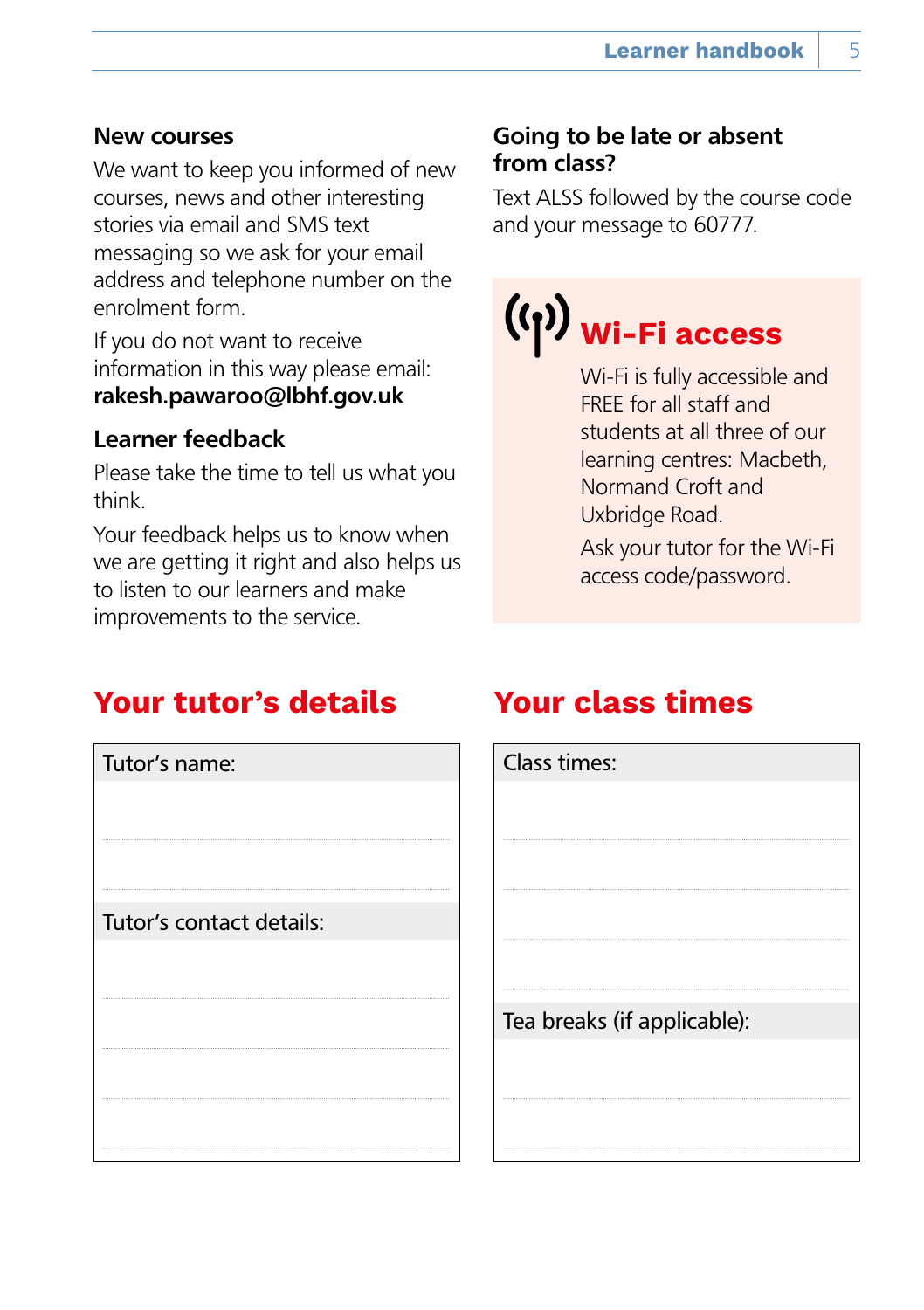### New courses

We want to keep you informed of new courses, news and other interesting stories via email and SMS text messaging so we ask for your email address and telephone number on the enrolment form.

If you do not want to receive information in this way please email: **rakesh.pawaroo@lbhf.gov.uk**

### Learner feedback

Please take the time to tell us what you think.

Your feedback helps us to know when we are getting it right and also helps us to listen to our learners and make improvements to the service.

### Going to be late or absent from class?

Text ALSS followed by the course code and your message to 60777.

## Wi-Fi access

Wi-Fi is fully accessible and FREE for all staff and students at all three of our learning centres: Macbeth, Normand Croft and Uxbridge Road.

Ask your tutor for the Wi-Fi access code/password.

## Your tutor's details

Tutor's name:

Tutor's contact details:

## Your class times

Class times:

Tea breaks (if applicable):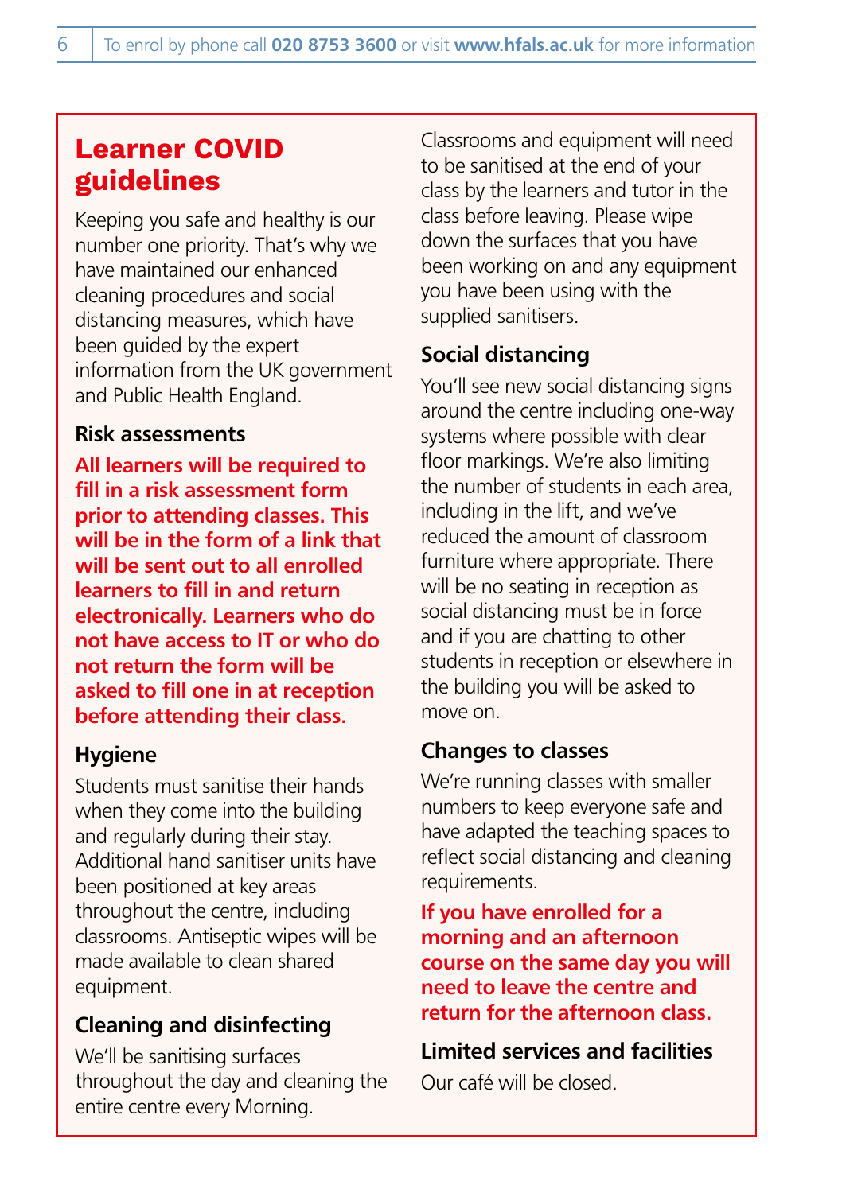## Learner COVID guidelines

Keeping you safe and healthy is our number one priority. That's why we have maintained our enhanced cleaning procedures and social distancing measures, which have been guided by the expert information from the UK government and Public Health England.

### Risk assessments

**All learners will be required to fill in a risk assessment form prior to attending classes. This will be in the form of a link that will be sent out to all enrolled learners to fill in and return electronically. Learners who do not have access to IT or who do not return the form will be asked to fill one in at reception before attending their class.**

### Hygiene

Students must sanitise their hands when they come into the building and regularly during their stay. Additional hand sanitiser units have been positioned at key areas throughout the centre, including classrooms. Antiseptic wipes will be made available to clean shared equipment.

### Cleaning and disinfecting

We'll be sanitising surfaces throughout the day and cleaning the entire centre every Morning.

Classrooms and equipment will need to be sanitised at the end of your class by the learners and tutor in the class before leaving. Please wipe down the surfaces that you have been working on and any equipment you have been using with the supplied sanitisers.

### Social distancing

You'll see new social distancing signs around the centre including one-way systems where possible with clear floor markings. We're also limiting the number of students in each area, including in the lift, and we've reduced the amount of classroom furniture where appropriate. There will be no seating in reception as social distancing must be in force and if you are chatting to other students in reception or elsewhere in the building you will be asked to move on.

### Changes to classes

We're running classes with smaller numbers to keep everyone safe and have adapted the teaching spaces to reflect social distancing and cleaning requirements.

**If you have enrolled for a morning and an afternoon course on the same day you will need to leave the centre and return for the afternoon class.**

### Limited services and facilities

Our café will be closed.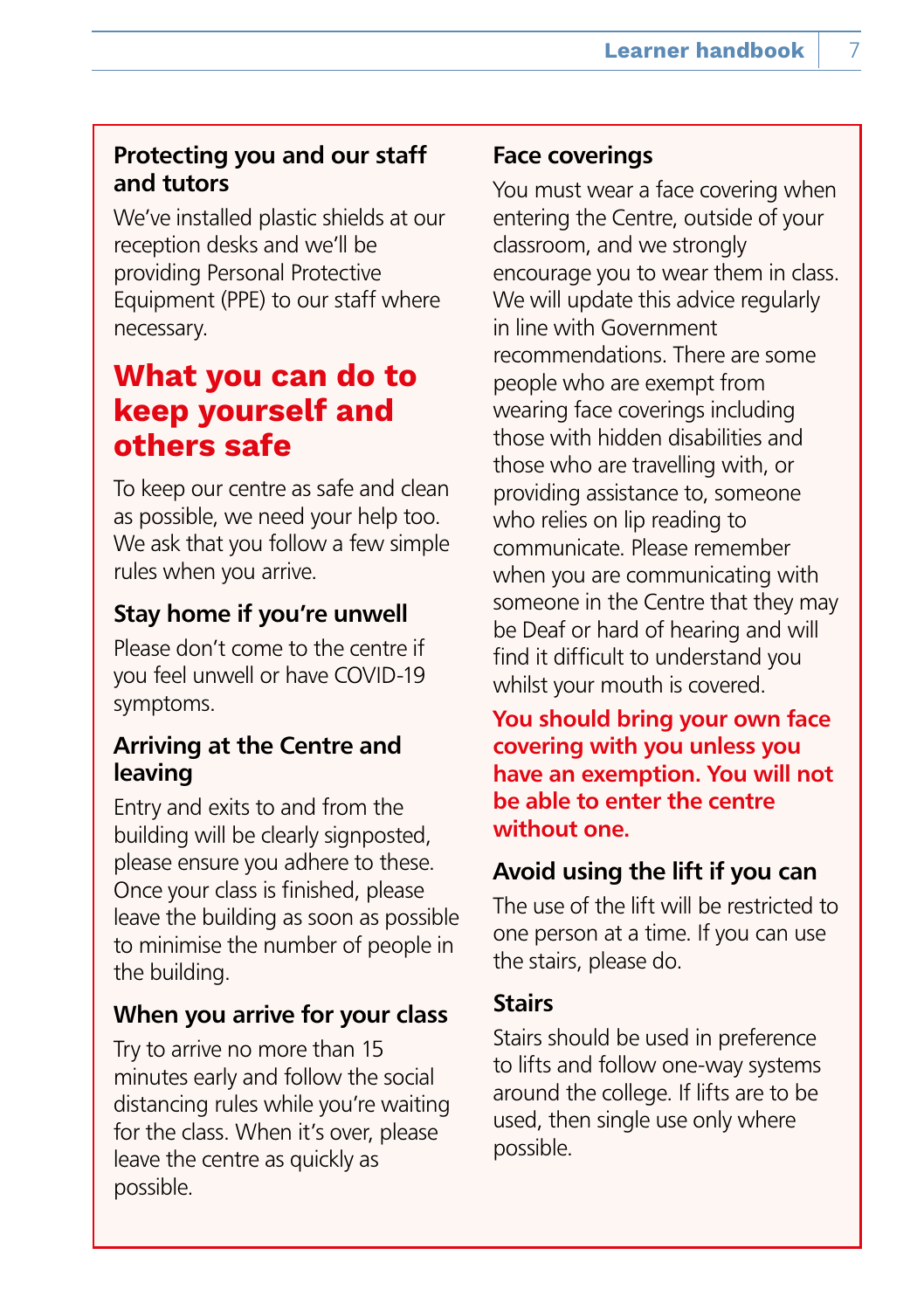### Protecting you and our staff and tutors

We've installed plastic shields at our reception desks and we'll be providing Personal Protective Equipment (PPE) to our staff where necessary.

## What you can do to keep yourself and others safe

To keep our centre as safe and clean as possible, we need your help too. We ask that you follow a few simple rules when you arrive.

### Stay home if you're unwell

Please don't come to the centre if you feel unwell or have COVID-19 symptoms.

### Arriving at the Centre and leaving

Entry and exits to and from the building will be clearly signposted, please ensure you adhere to these. Once your class is finished, please leave the building as soon as possible to minimise the number of people in the building.

### When you arrive for your class

Try to arrive no more than 15 minutes early and follow the social distancing rules while you're waiting for the class. When it's over, please leave the centre as quickly as possible.

### Face coverings

You must wear a face covering when entering the Centre, outside of your classroom, and we strongly encourage you to wear them in class. We will update this advice regularly in line with Government recommendations. There are some people who are exempt from wearing face coverings including those with hidden disabilities and those who are travelling with, or providing assistance to, someone who relies on lip reading to communicate. Please remember when you are communicating with someone in the Centre that they may be Deaf or hard of hearing and will find it difficult to understand you whilst your mouth is covered.

**You should bring your own face covering with you unless you have an exemption. You will not be able to enter the centre without one.**

### Avoid using the lift if you can

The use of the lift will be restricted to one person at a time. If you can use the stairs, please do.

### Stairs

Stairs should be used in preference to lifts and follow one-way systems around the college. If lifts are to be used, then single use only where possible.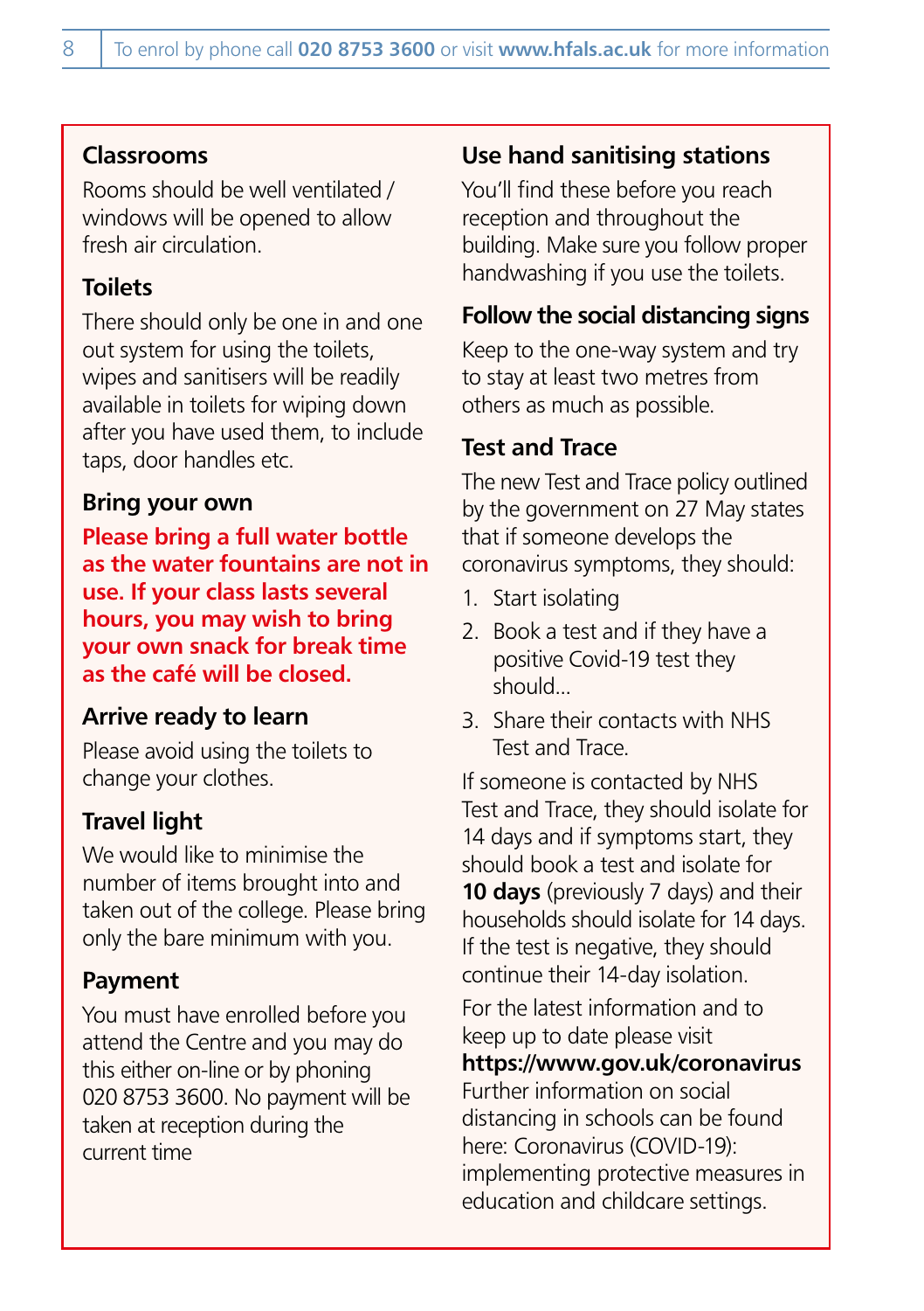### Classrooms

Rooms should be well ventilated / windows will be opened to allow fresh air circulation.

### Toilets

There should only be one in and one out system for using the toilets, wipes and sanitisers will be readily available in toilets for wiping down after you have used them, to include taps, door handles etc.

### Bring your own

**Please bring a full water bottle as the water fountains are not in use. If your class lasts several hours, you may wish to bring your own snack for break time as the café will be closed.**

### Arrive ready to learn

Please avoid using the toilets to change your clothes.

### Travel light

We would like to minimise the number of items brought into and taken out of the college. Please bring only the bare minimum with you.

### Payment

You must have enrolled before you attend the Centre and you may do this either on-line or by phoning 020 8753 3600. No payment will be taken at reception during the current time

### Use hand sanitising stations

You'll find these before you reach reception and throughout the building. Make sure you follow proper handwashing if you use the toilets.

### Follow the social distancing signs

Keep to the one-way system and try to stay at least two metres from others as much as possible.

### Test and Trace

The new Test and Trace policy outlined by the government on 27 May states that if someone develops the coronavirus symptoms, they should:

1. Start isolating
2. Book a test and if they have a positive Covid-19 test they should...
3. Share their contacts with NHS Test and Trace.

If someone is contacted by NHS Test and Trace, they should isolate for 14 days and if symptoms start, they should book a test and isolate for **10 days** (previously 7 days) and their households should isolate for 14 days. If the test is negative, they should continue their 14-day isolation.

For the latest information and to keep up to date please visit **https://www.gov.uk/coronavirus** Further information on social distancing in schools can be found here: Coronavirus (COVID-19): implementing protective measures in education and childcare settings.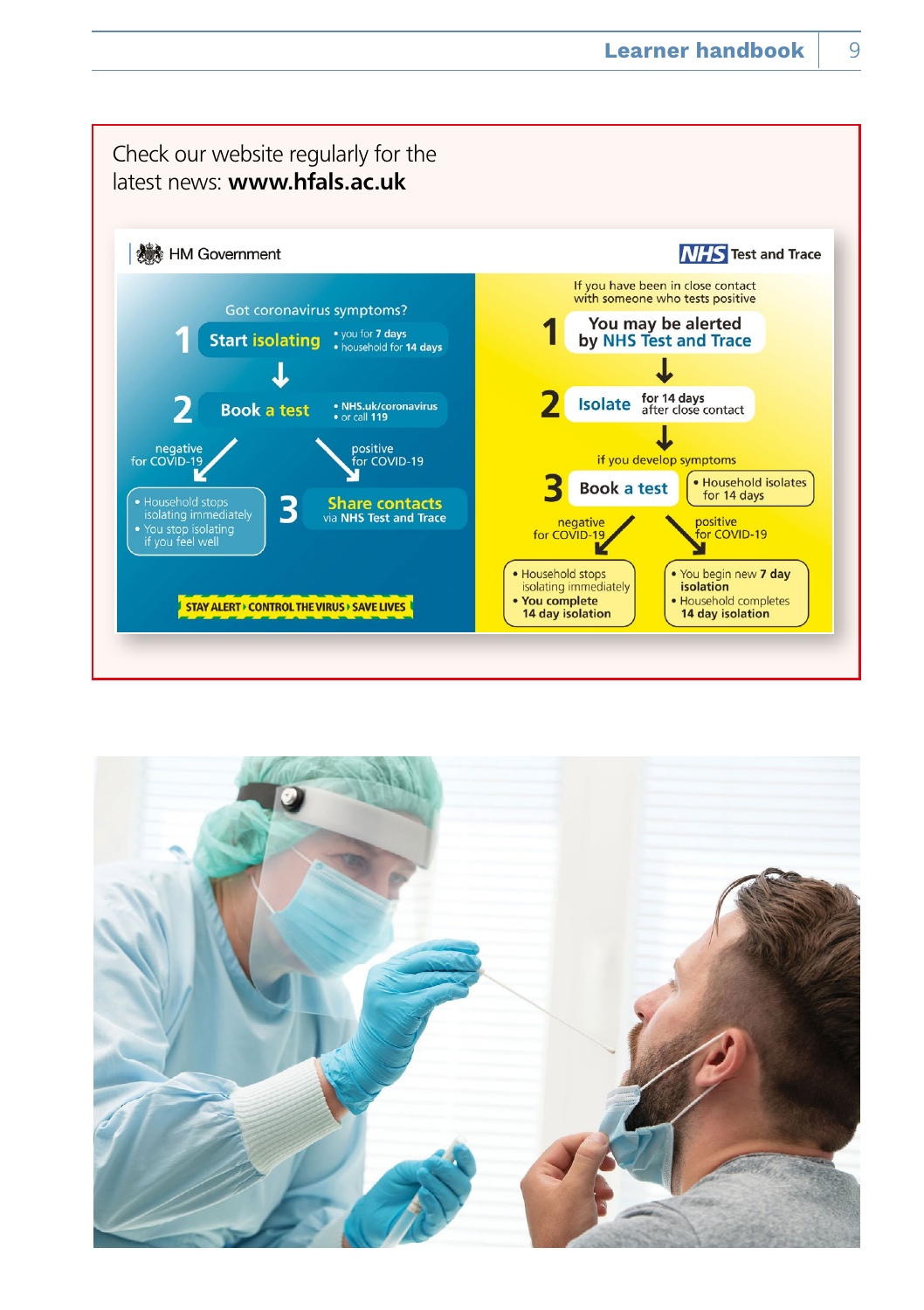Check our website regularly for the latest news: **www.hfals.ac.uk**

HM Government | NHS Test and Trace

**Got coronavirus symptoms?**

1. **Start isolating**
   - you for **7 days**
   - household for **14 days**
2. **Book a test**
   - **NHS.uk/coronavirus**
   - or call **119**

negative for COVID-19:
- Household stops isolating immediately
- You stop isolating if you feel well

positive for COVID-19:

3. **Share contacts** via **NHS Test and Trace**

STAY ALERT › CONTROL THE VIRUS › SAVE LIVES

**If you have been in close contact with someone who tests positive**

1. **You may be alerted by NHS Test and Trace**
2. **Isolate** for 14 days after close contact

if you develop symptoms

3. **Book a test**
   - Household isolates for 14 days

negative for COVID-19:
- Household stops isolating immediately
- **You complete 14 day isolation**

positive for COVID-19:
- You begin new **7 day isolation**
- Household completes **14 day isolation**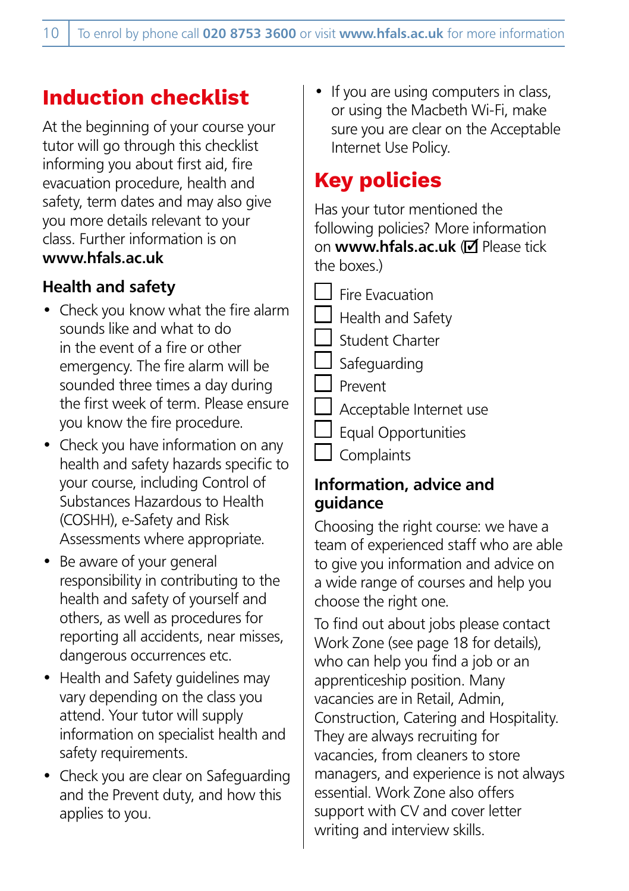# Induction checklist

At the beginning of your course your tutor will go through this checklist informing you about first aid, fire evacuation procedure, health and safety, term dates and may also give you more details relevant to your class. Further information is on **www.hfals.ac.uk**

### Health and safety

- Check you know what the fire alarm sounds like and what to do in the event of a fire or other emergency. The fire alarm will be sounded three times a day during the first week of term. Please ensure you know the fire procedure.
- Check you have information on any health and safety hazards specific to your course, including Control of Substances Hazardous to Health (COSHH), e-Safety and Risk Assessments where appropriate.
- Be aware of your general responsibility in contributing to the health and safety of yourself and others, as well as procedures for reporting all accidents, near misses, dangerous occurrences etc.
- Health and Safety guidelines may vary depending on the class you attend. Your tutor will supply information on specialist health and safety requirements.
- Check you are clear on Safeguarding and the Prevent duty, and how this applies to you.
- If you are using computers in class, or using the Macbeth Wi-Fi, make sure you are clear on the Acceptable Internet Use Policy.

# Key policies

Has your tutor mentioned the following policies? More information on **www.hfals.ac.uk** (☑ Please tick the boxes.)

- ☐ Fire Evacuation
- ☐ Health and Safety
- ☐ Student Charter
- ☐ Safeguarding
- ☐ Prevent
- ☐ Acceptable Internet use
- ☐ Equal Opportunities
- ☐ Complaints

### Information, advice and guidance

Choosing the right course: we have a team of experienced staff who are able to give you information and advice on a wide range of courses and help you choose the right one.

To find out about jobs please contact Work Zone (see page 18 for details), who can help you find a job or an apprenticeship position. Many vacancies are in Retail, Admin, Construction, Catering and Hospitality. They are always recruiting for vacancies, from cleaners to store managers, and experience is not always essential. Work Zone also offers support with CV and cover letter writing and interview skills.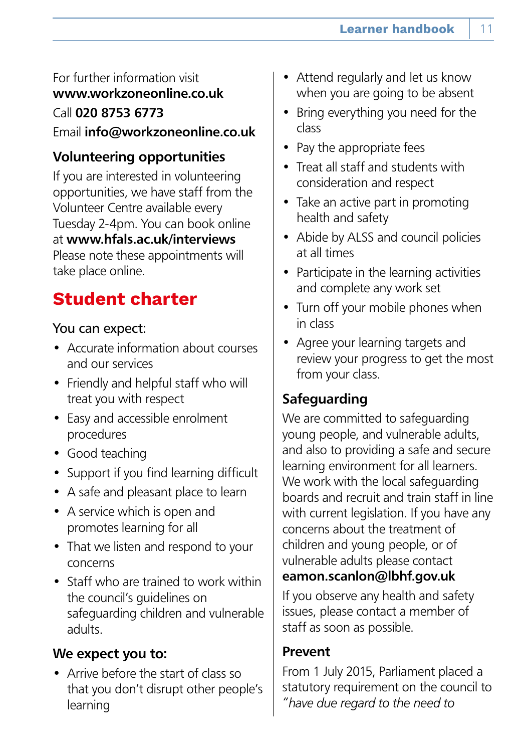For further information visit **www.workzoneonline.co.uk**

Call **020 8753 6773**

Email **info@workzoneonline.co.uk**

### Volunteering opportunities

If you are interested in volunteering opportunities, we have staff from the Volunteer Centre available every Tuesday 2-4pm. You can book online at **www.hfals.ac.uk/interviews** Please note these appointments will take place online.

## Student charter

You can expect:

- Accurate information about courses and our services
- Friendly and helpful staff who will treat you with respect
- Easy and accessible enrolment procedures
- Good teaching
- Support if you find learning difficult
- A safe and pleasant place to learn
- A service which is open and promotes learning for all
- That we listen and respond to your concerns
- Staff who are trained to work within the council's guidelines on safeguarding children and vulnerable adults.

### We expect you to:

- Arrive before the start of class so that you don't disrupt other people's learning
- Attend regularly and let us know when you are going to be absent
- Bring everything you need for the class
- Pay the appropriate fees
- Treat all staff and students with consideration and respect
- Take an active part in promoting health and safety
- Abide by ALSS and council policies at all times
- Participate in the learning activities and complete any work set
- Turn off your mobile phones when in class
- Agree your learning targets and review your progress to get the most from your class.

### Safeguarding

We are committed to safeguarding young people, and vulnerable adults, and also to providing a safe and secure learning environment for all learners. We work with the local safeguarding boards and recruit and train staff in line with current legislation. If you have any concerns about the treatment of children and young people, or of vulnerable adults please contact **eamon.scanlon@lbhf.gov.uk**

If you observe any health and safety issues, please contact a member of staff as soon as possible.

### Prevent

From 1 July 2015, Parliament placed a statutory requirement on the council to *"have due regard to the need to*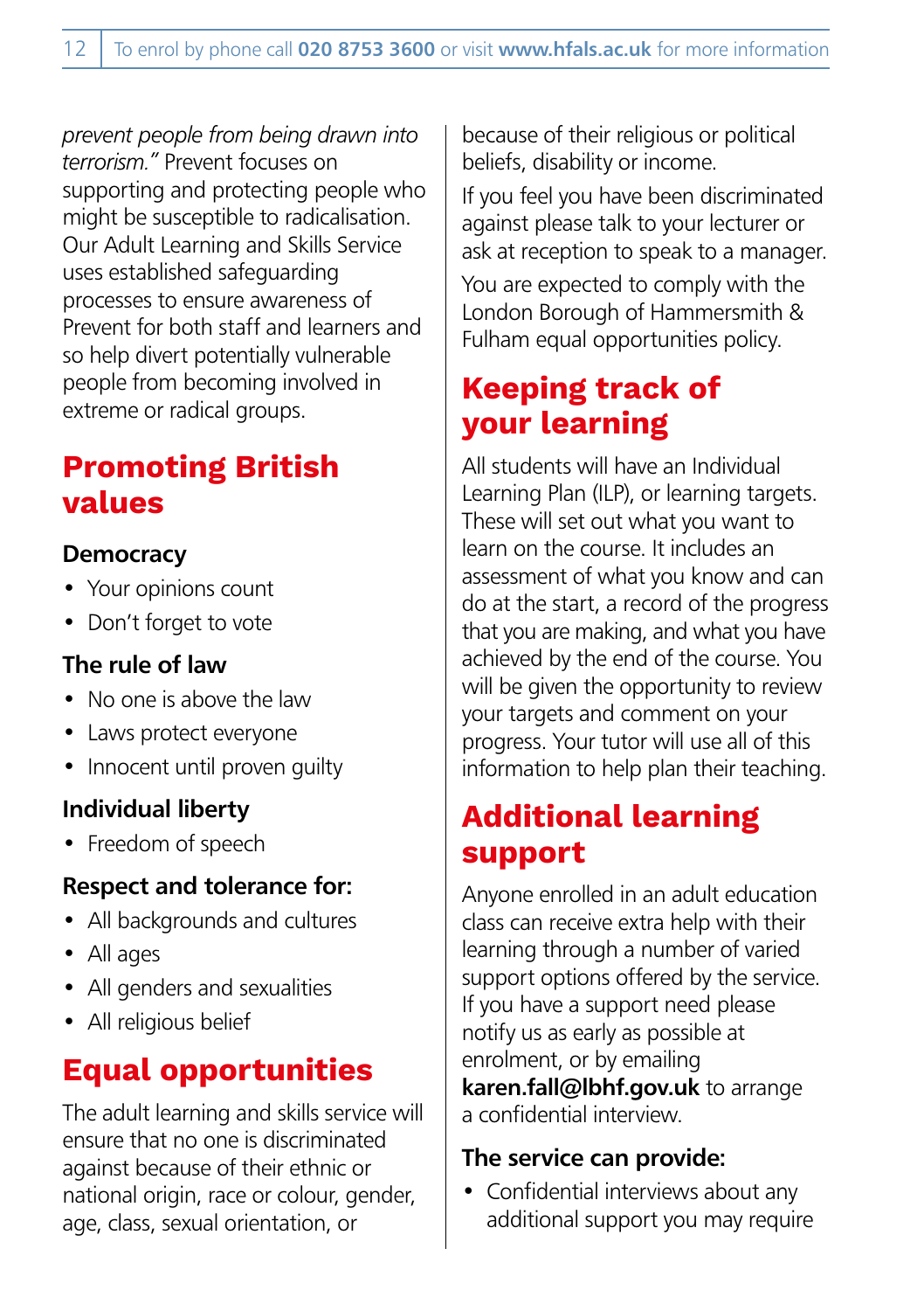*prevent people from being drawn into terrorism."* Prevent focuses on supporting and protecting people who might be susceptible to radicalisation. Our Adult Learning and Skills Service uses established safeguarding processes to ensure awareness of Prevent for both staff and learners and so help divert potentially vulnerable people from becoming involved in extreme or radical groups.

## Promoting British values

### Democracy

- Your opinions count
- Don't forget to vote

### The rule of law

- No one is above the law
- Laws protect everyone
- Innocent until proven guilty

### Individual liberty

- Freedom of speech

### Respect and tolerance for:

- All backgrounds and cultures
- All ages
- All genders and sexualities
- All religious belief

## Equal opportunities

The adult learning and skills service will ensure that no one is discriminated against because of their ethnic or national origin, race or colour, gender, age, class, sexual orientation, or because of their religious or political beliefs, disability or income.

If you feel you have been discriminated against please talk to your lecturer or ask at reception to speak to a manager.

You are expected to comply with the London Borough of Hammersmith & Fulham equal opportunities policy.

## Keeping track of your learning

All students will have an Individual Learning Plan (ILP), or learning targets. These will set out what you want to learn on the course. It includes an assessment of what you know and can do at the start, a record of the progress that you are making, and what you have achieved by the end of the course. You will be given the opportunity to review your targets and comment on your progress. Your tutor will use all of this information to help plan their teaching.

## Additional learning support

Anyone enrolled in an adult education class can receive extra help with their learning through a number of varied support options offered by the service. If you have a support need please notify us as early as possible at enrolment, or by emailing **karen.fall@lbhf.gov.uk** to arrange a confidential interview.

### The service can provide:

- Confidential interviews about any additional support you may require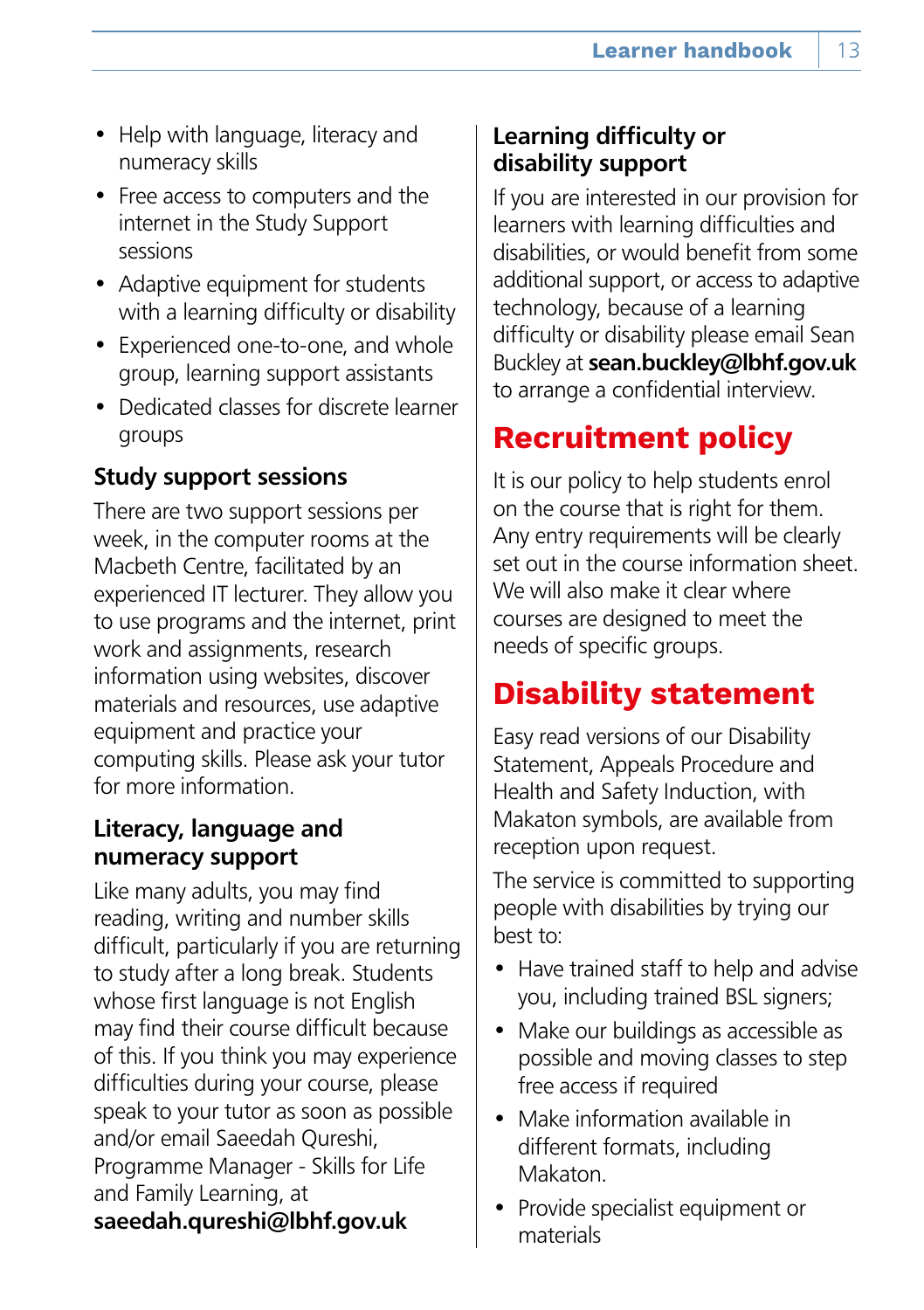- Help with language, literacy and numeracy skills
- Free access to computers and the internet in the Study Support sessions
- Adaptive equipment for students with a learning difficulty or disability
- Experienced one-to-one, and whole group, learning support assistants
- Dedicated classes for discrete learner groups

### Study support sessions

There are two support sessions per week, in the computer rooms at the Macbeth Centre, facilitated by an experienced IT lecturer. They allow you to use programs and the internet, print work and assignments, research information using websites, discover materials and resources, use adaptive equipment and practice your computing skills. Please ask your tutor for more information.

### Literacy, language and numeracy support

Like many adults, you may find reading, writing and number skills difficult, particularly if you are returning to study after a long break. Students whose first language is not English may find their course difficult because of this. If you think you may experience difficulties during your course, please speak to your tutor as soon as possible and/or email Saeedah Qureshi, Programme Manager - Skills for Life and Family Learning, at **saeedah.qureshi@lbhf.gov.uk**

### Learning difficulty or disability support

If you are interested in our provision for learners with learning difficulties and disabilities, or would benefit from some additional support, or access to adaptive technology, because of a learning difficulty or disability please email Sean Buckley at **sean.buckley@lbhf.gov.uk** to arrange a confidential interview.

## Recruitment policy

It is our policy to help students enrol on the course that is right for them. Any entry requirements will be clearly set out in the course information sheet. We will also make it clear where courses are designed to meet the needs of specific groups.

## Disability statement

Easy read versions of our Disability Statement, Appeals Procedure and Health and Safety Induction, with Makaton symbols, are available from reception upon request.

The service is committed to supporting people with disabilities by trying our best to:

- Have trained staff to help and advise you, including trained BSL signers;
- Make our buildings as accessible as possible and moving classes to step free access if required
- Make information available in different formats, including Makaton.
- Provide specialist equipment or materials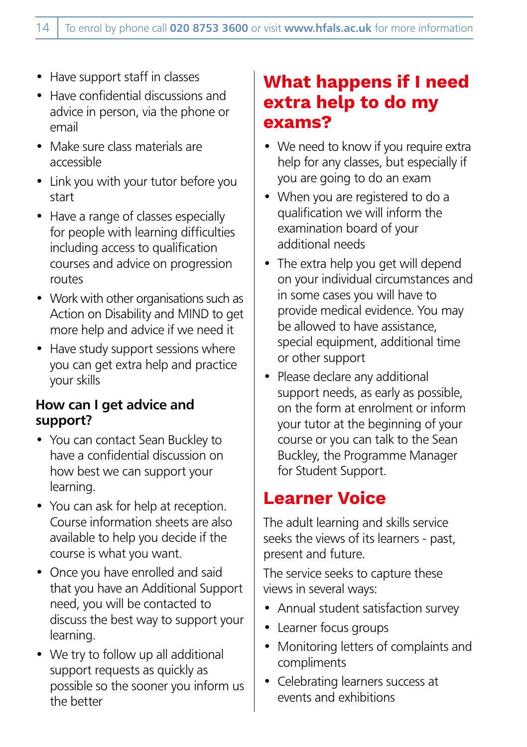- Have support staff in classes
- Have confidential discussions and advice in person, via the phone or email
- Make sure class materials are accessible
- Link you with your tutor before you start
- Have a range of classes especially for people with learning difficulties including access to qualification courses and advice on progression routes
- Work with other organisations such as Action on Disability and MIND to get more help and advice if we need it
- Have study support sessions where you can get extra help and practice your skills

### How can I get advice and support?

- You can contact Sean Buckley to have a confidential discussion on how best we can support your learning.
- You can ask for help at reception. Course information sheets are also available to help you decide if the course is what you want.
- Once you have enrolled and said that you have an Additional Support need, you will be contacted to discuss the best way to support your learning.
- We try to follow up all additional support requests as quickly as possible so the sooner you inform us the better

## What happens if I need extra help to do my exams?

- We need to know if you require extra help for any classes, but especially if you are going to do an exam
- When you are registered to do a qualification we will inform the examination board of your additional needs
- The extra help you get will depend on your individual circumstances and in some cases you will have to provide medical evidence. You may be allowed to have assistance, special equipment, additional time or other support
- Please declare any additional support needs, as early as possible, on the form at enrolment or inform your tutor at the beginning of your course or you can talk to the Sean Buckley, the Programme Manager for Student Support.

## Learner Voice

The adult learning and skills service seeks the views of its learners - past, present and future.

The service seeks to capture these views in several ways:

- Annual student satisfaction survey
- Learner focus groups
- Monitoring letters of complaints and compliments
- Celebrating learners success at events and exhibitions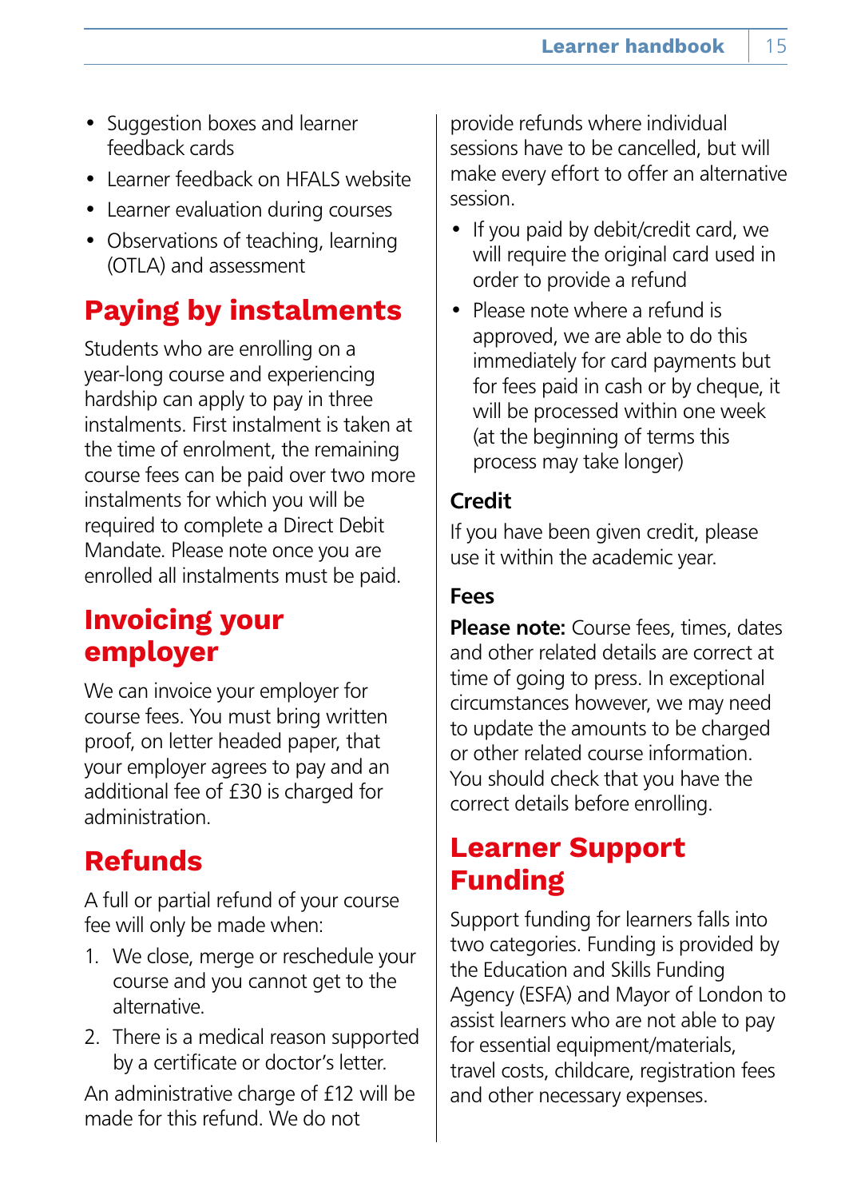- Suggestion boxes and learner feedback cards
- Learner feedback on HFALS website
- Learner evaluation during courses
- Observations of teaching, learning (OTLA) and assessment

## Paying by instalments

Students who are enrolling on a year-long course and experiencing hardship can apply to pay in three instalments. First instalment is taken at the time of enrolment, the remaining course fees can be paid over two more instalments for which you will be required to complete a Direct Debit Mandate. Please note once you are enrolled all instalments must be paid.

## Invoicing your employer

We can invoice your employer for course fees. You must bring written proof, on letter headed paper, that your employer agrees to pay and an additional fee of £30 is charged for administration.

## Refunds

A full or partial refund of your course fee will only be made when:

1. We close, merge or reschedule your course and you cannot get to the alternative.
2. There is a medical reason supported by a certificate or doctor's letter.

An administrative charge of £12 will be made for this refund. We do not provide refunds where individual sessions have to be cancelled, but will make every effort to offer an alternative session.

- If you paid by debit/credit card, we will require the original card used in order to provide a refund
- Please note where a refund is approved, we are able to do this immediately for card payments but for fees paid in cash or by cheque, it will be processed within one week (at the beginning of terms this process may take longer)

### Credit

If you have been given credit, please use it within the academic year.

### Fees

**Please note:** Course fees, times, dates and other related details are correct at time of going to press. In exceptional circumstances however, we may need to update the amounts to be charged or other related course information. You should check that you have the correct details before enrolling.

## Learner Support Funding

Support funding for learners falls into two categories. Funding is provided by the Education and Skills Funding Agency (ESFA) and Mayor of London to assist learners who are not able to pay for essential equipment/materials, travel costs, childcare, registration fees and other necessary expenses.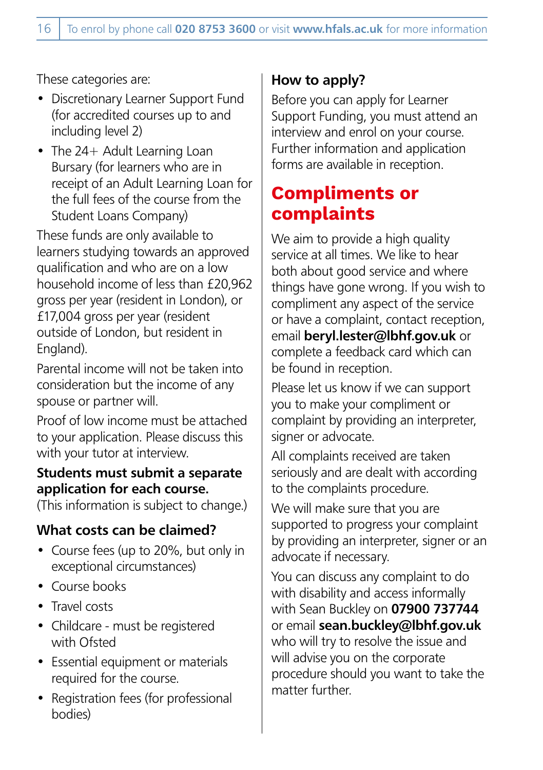These categories are:

- Discretionary Learner Support Fund (for accredited courses up to and including level 2)
- The 24+ Adult Learning Loan Bursary (for learners who are in receipt of an Adult Learning Loan for the full fees of the course from the Student Loans Company)

These funds are only available to learners studying towards an approved qualification and who are on a low household income of less than £20,962 gross per year (resident in London), or £17,004 gross per year (resident outside of London, but resident in England).

Parental income will not be taken into consideration but the income of any spouse or partner will.

Proof of low income must be attached to your application. Please discuss this with your tutor at interview.

**Students must submit a separate application for each course.**
(This information is subject to change.)

### What costs can be claimed?

- Course fees (up to 20%, but only in exceptional circumstances)
- Course books
- Travel costs
- Childcare - must be registered with Ofsted
- Essential equipment or materials required for the course.
- Registration fees (for professional bodies)

### How to apply?

Before you can apply for Learner Support Funding, you must attend an interview and enrol on your course. Further information and application forms are available in reception.

## Compliments or complaints

We aim to provide a high quality service at all times. We like to hear both about good service and where things have gone wrong. If you wish to compliment any aspect of the service or have a complaint, contact reception, email **beryl.lester@lbhf.gov.uk** or complete a feedback card which can be found in reception.

Please let us know if we can support you to make your compliment or complaint by providing an interpreter, signer or advocate.

All complaints received are taken seriously and are dealt with according to the complaints procedure.

We will make sure that you are supported to progress your complaint by providing an interpreter, signer or an advocate if necessary.

You can discuss any complaint to do with disability and access informally with Sean Buckley on **07900 737744** or email **sean.buckley@lbhf.gov.uk** who will try to resolve the issue and will advise you on the corporate procedure should you want to take the matter further.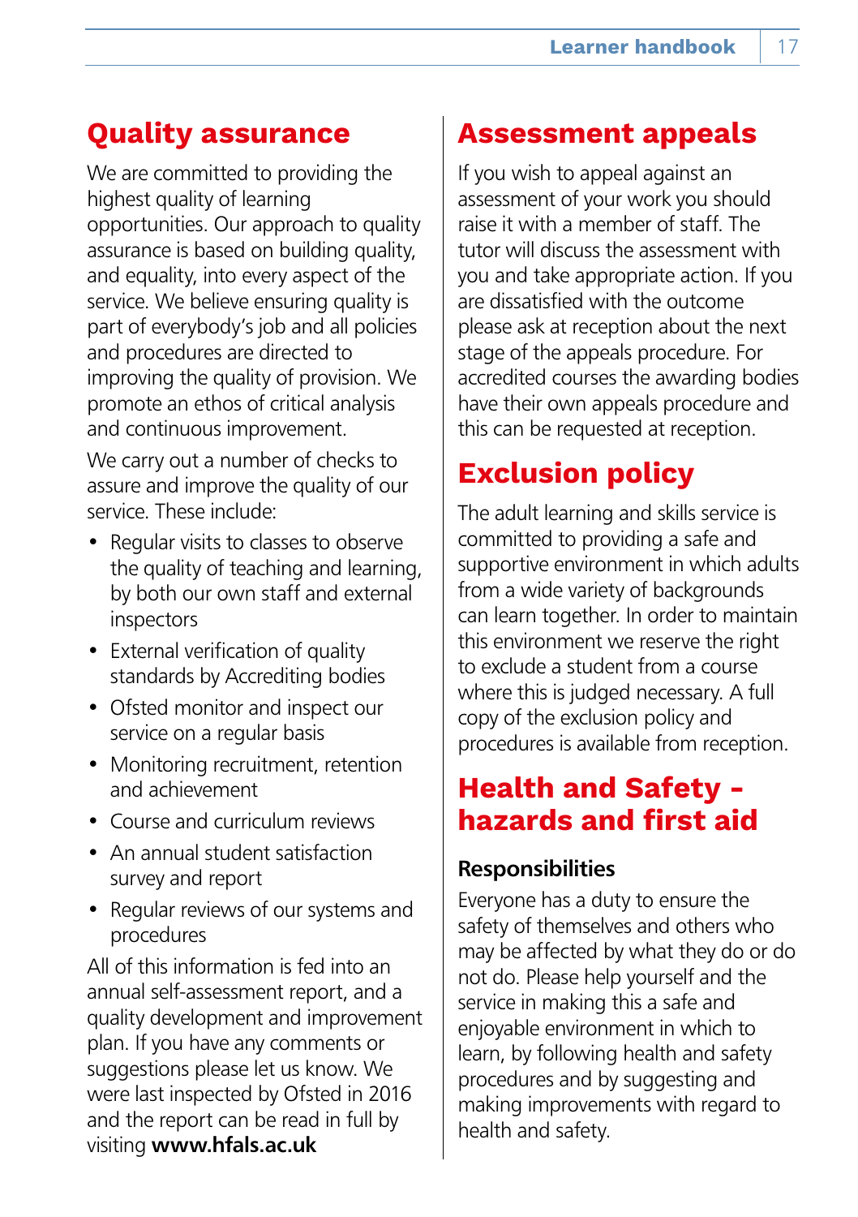## Quality assurance

We are committed to providing the highest quality of learning opportunities. Our approach to quality assurance is based on building quality, and equality, into every aspect of the service. We believe ensuring quality is part of everybody's job and all policies and procedures are directed to improving the quality of provision. We promote an ethos of critical analysis and continuous improvement.

We carry out a number of checks to assure and improve the quality of our service. These include:

- Regular visits to classes to observe the quality of teaching and learning, by both our own staff and external inspectors
- External verification of quality standards by Accrediting bodies
- Ofsted monitor and inspect our service on a regular basis
- Monitoring recruitment, retention and achievement
- Course and curriculum reviews
- An annual student satisfaction survey and report
- Regular reviews of our systems and procedures

All of this information is fed into an annual self-assessment report, and a quality development and improvement plan. If you have any comments or suggestions please let us know. We were last inspected by Ofsted in 2016 and the report can be read in full by visiting **www.hfals.ac.uk**

## Assessment appeals

If you wish to appeal against an assessment of your work you should raise it with a member of staff. The tutor will discuss the assessment with you and take appropriate action. If you are dissatisfied with the outcome please ask at reception about the next stage of the appeals procedure. For accredited courses the awarding bodies have their own appeals procedure and this can be requested at reception.

## Exclusion policy

The adult learning and skills service is committed to providing a safe and supportive environment in which adults from a wide variety of backgrounds can learn together. In order to maintain this environment we reserve the right to exclude a student from a course where this is judged necessary. A full copy of the exclusion policy and procedures is available from reception.

## Health and Safety - hazards and first aid

### Responsibilities

Everyone has a duty to ensure the safety of themselves and others who may be affected by what they do or do not do. Please help yourself and the service in making this a safe and enjoyable environment in which to learn, by following health and safety procedures and by suggesting and making improvements with regard to health and safety.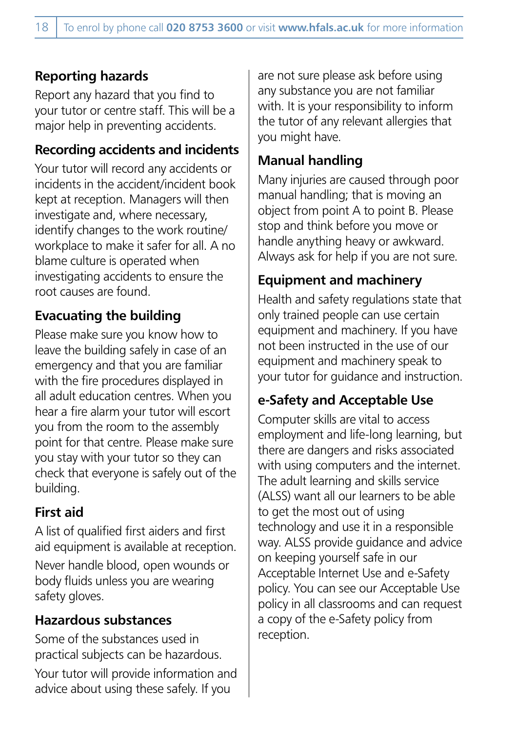## Reporting hazards

Report any hazard that you find to your tutor or centre staff. This will be a major help in preventing accidents.

## Recording accidents and incidents

Your tutor will record any accidents or incidents in the accident/incident book kept at reception. Managers will then investigate and, where necessary, identify changes to the work routine/ workplace to make it safer for all. A no blame culture is operated when investigating accidents to ensure the root causes are found.

## Evacuating the building

Please make sure you know how to leave the building safely in case of an emergency and that you are familiar with the fire procedures displayed in all adult education centres. When you hear a fire alarm your tutor will escort you from the room to the assembly point for that centre. Please make sure you stay with your tutor so they can check that everyone is safely out of the building.

## First aid

A list of qualified first aiders and first aid equipment is available at reception.

Never handle blood, open wounds or body fluids unless you are wearing safety gloves.

## Hazardous substances

Some of the substances used in practical subjects can be hazardous.

Your tutor will provide information and advice about using these safely. If you are not sure please ask before using any substance you are not familiar with. It is your responsibility to inform the tutor of any relevant allergies that you might have.

## Manual handling

Many injuries are caused through poor manual handling; that is moving an object from point A to point B. Please stop and think before you move or handle anything heavy or awkward. Always ask for help if you are not sure.

## Equipment and machinery

Health and safety regulations state that only trained people can use certain equipment and machinery. If you have not been instructed in the use of our equipment and machinery speak to your tutor for guidance and instruction.

## e-Safety and Acceptable Use

Computer skills are vital to access employment and life-long learning, but there are dangers and risks associated with using computers and the internet. The adult learning and skills service (ALSS) want all our learners to be able to get the most out of using technology and use it in a responsible way. ALSS provide guidance and advice on keeping yourself safe in our Acceptable Internet Use and e-Safety policy. You can see our Acceptable Use policy in all classrooms and can request a copy of the e-Safety policy from reception.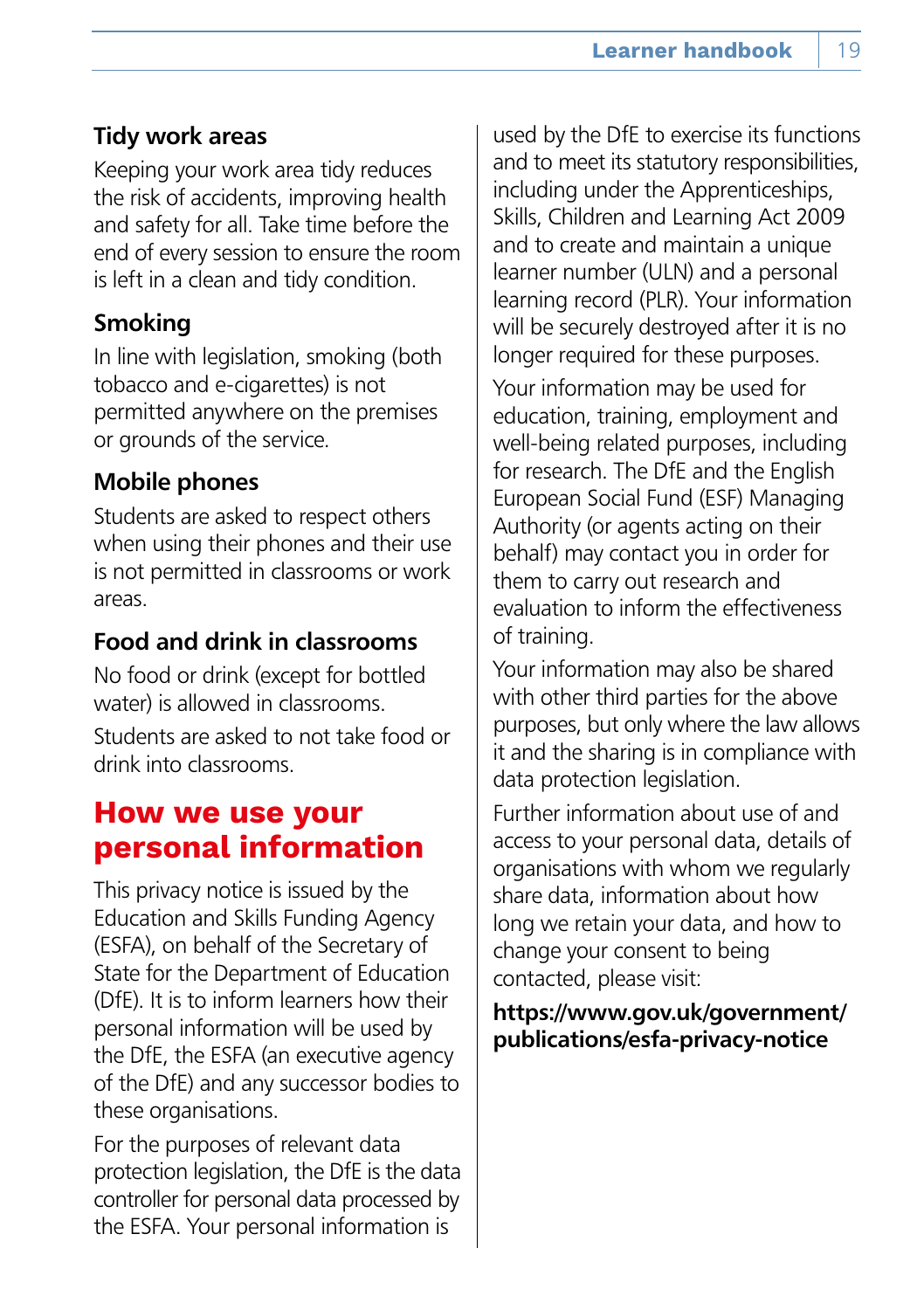### Tidy work areas

Keeping your work area tidy reduces the risk of accidents, improving health and safety for all. Take time before the end of every session to ensure the room is left in a clean and tidy condition.

### Smoking

In line with legislation, smoking (both tobacco and e-cigarettes) is not permitted anywhere on the premises or grounds of the service.

### Mobile phones

Students are asked to respect others when using their phones and their use is not permitted in classrooms or work areas.

### Food and drink in classrooms

No food or drink (except for bottled water) is allowed in classrooms.

Students are asked to not take food or drink into classrooms.

## How we use your personal information

This privacy notice is issued by the Education and Skills Funding Agency (ESFA), on behalf of the Secretary of State for the Department of Education (DfE). It is to inform learners how their personal information will be used by the DfE, the ESFA (an executive agency of the DfE) and any successor bodies to these organisations.

For the purposes of relevant data protection legislation, the DfE is the data controller for personal data processed by the ESFA. Your personal information is used by the DfE to exercise its functions and to meet its statutory responsibilities, including under the Apprenticeships, Skills, Children and Learning Act 2009 and to create and maintain a unique learner number (ULN) and a personal learning record (PLR). Your information will be securely destroyed after it is no longer required for these purposes.

Your information may be used for education, training, employment and well-being related purposes, including for research. The DfE and the English European Social Fund (ESF) Managing Authority (or agents acting on their behalf) may contact you in order for them to carry out research and evaluation to inform the effectiveness of training.

Your information may also be shared with other third parties for the above purposes, but only where the law allows it and the sharing is in compliance with data protection legislation.

Further information about use of and access to your personal data, details of organisations with whom we regularly share data, information about how long we retain your data, and how to change your consent to being contacted, please visit:

**https://www.gov.uk/government/publications/esfa-privacy-notice**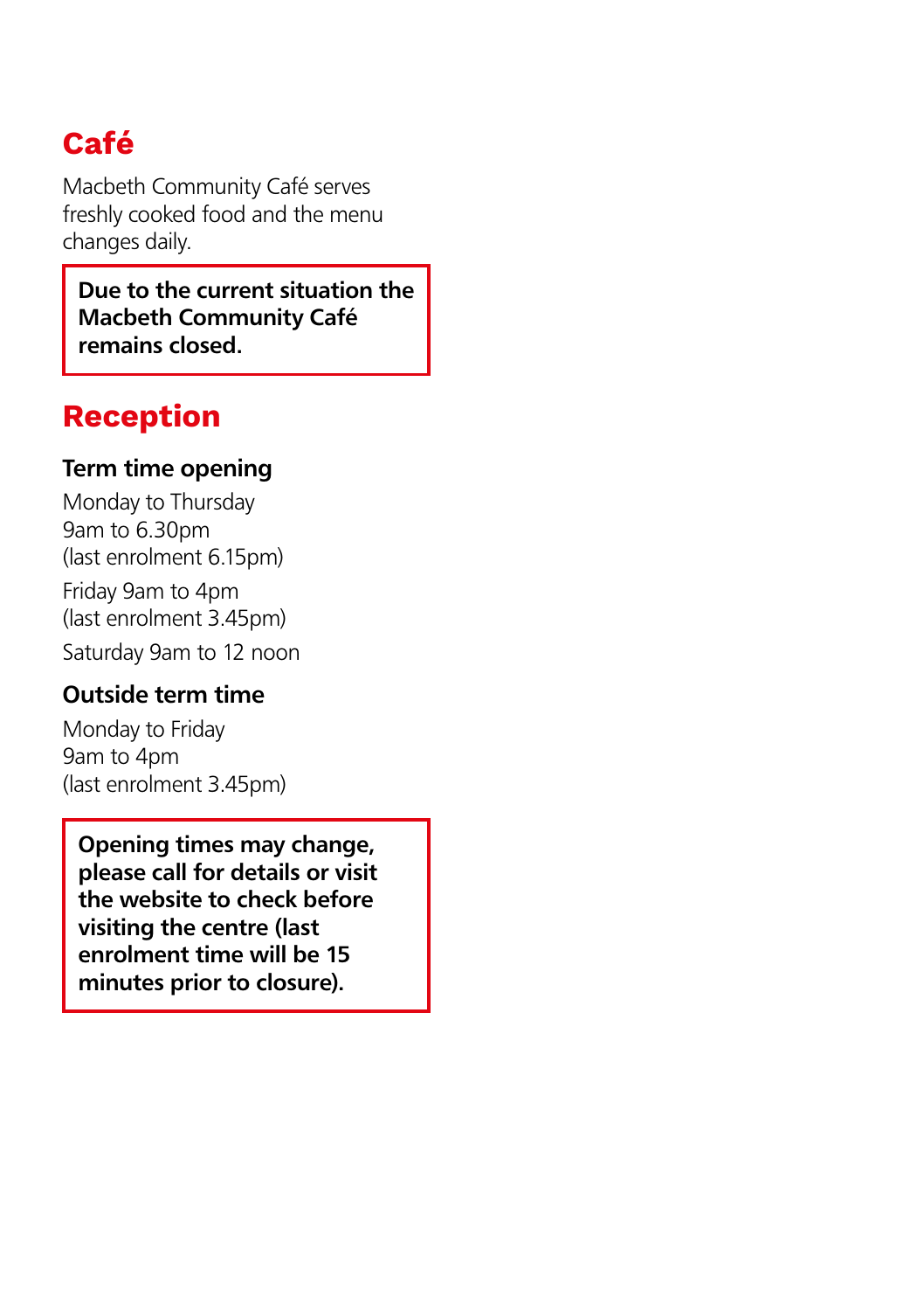## Café

Macbeth Community Café serves freshly cooked food and the menu changes daily.

**Due to the current situation the Macbeth Community Café remains closed.**

## Reception

### Term time opening

Monday to Thursday
9am to 6.30pm
(last enrolment 6.15pm)

Friday 9am to 4pm
(last enrolment 3.45pm)

Saturday 9am to 12 noon

### Outside term time

Monday to Friday
9am to 4pm
(last enrolment 3.45pm)

**Opening times may change, please call for details or visit the website to check before visiting the centre (last enrolment time will be 15 minutes prior to closure).**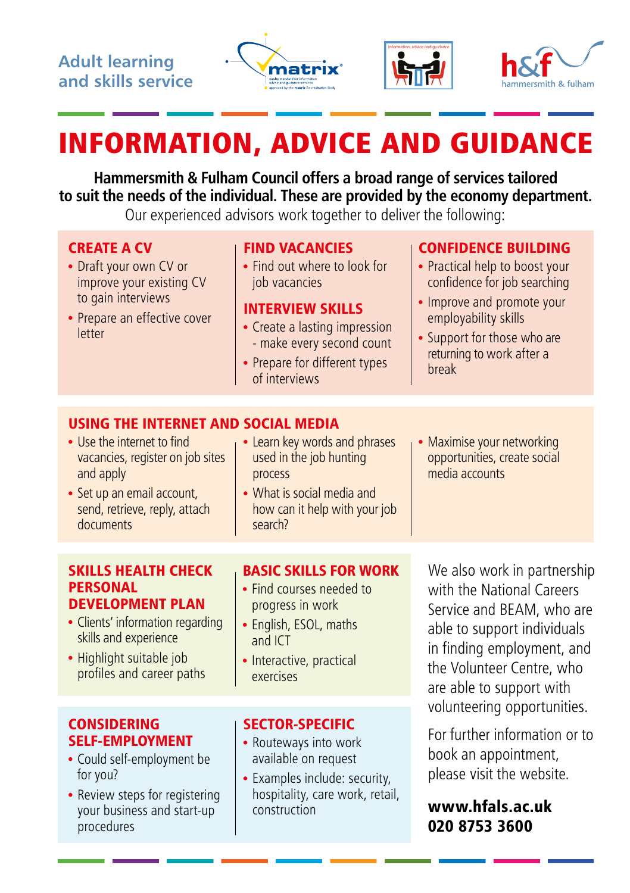Adult learning and skills service

# INFORMATION, ADVICE AND GUIDANCE

**Hammersmith & Fulham Council offers a broad range of services tailored to suit the needs of the individual. These are provided by the economy department.**

Our experienced advisors work together to deliver the following:

## CREATE A CV

- Draft your own CV or improve your existing CV to gain interviews
- Prepare an effective cover letter

## FIND VACANCIES

- Find out where to look for job vacancies

## INTERVIEW SKILLS

- Create a lasting impression - make every second count
- Prepare for different types of interviews

## CONFIDENCE BUILDING

- Practical help to boost your confidence for job searching
- Improve and promote your employability skills
- Support for those who are returning to work after a break

## USING THE INTERNET AND SOCIAL MEDIA

- Use the internet to find vacancies, register on job sites and apply
- Set up an email account, send, retrieve, reply, attach documents
- Learn key words and phrases used in the job hunting process
- What is social media and how can it help with your job search?
- Maximise your networking opportunities, create social media accounts

## SKILLS HEALTH CHECK PERSONAL DEVELOPMENT PLAN

- Clients' information regarding skills and experience
- Highlight suitable job profiles and career paths

## BASIC SKILLS FOR WORK

- Find courses needed to progress in work
- English, ESOL, maths and ICT
- Interactive, practical exercises

## CONSIDERING SELF-EMPLOYMENT

- Could self-employment be for you?
- Review steps for registering your business and start-up procedures

## SECTOR-SPECIFIC

- Routeways into work available on request
- Examples include: security, hospitality, care work, retail, construction

We also work in partnership with the National Careers Service and BEAM, who are able to support individuals in finding employment, and the Volunteer Centre, who are able to support with volunteering opportunities.

For further information or to book an appointment, please visit the website.

**www.hfals.ac.uk**
**020 8753 3600**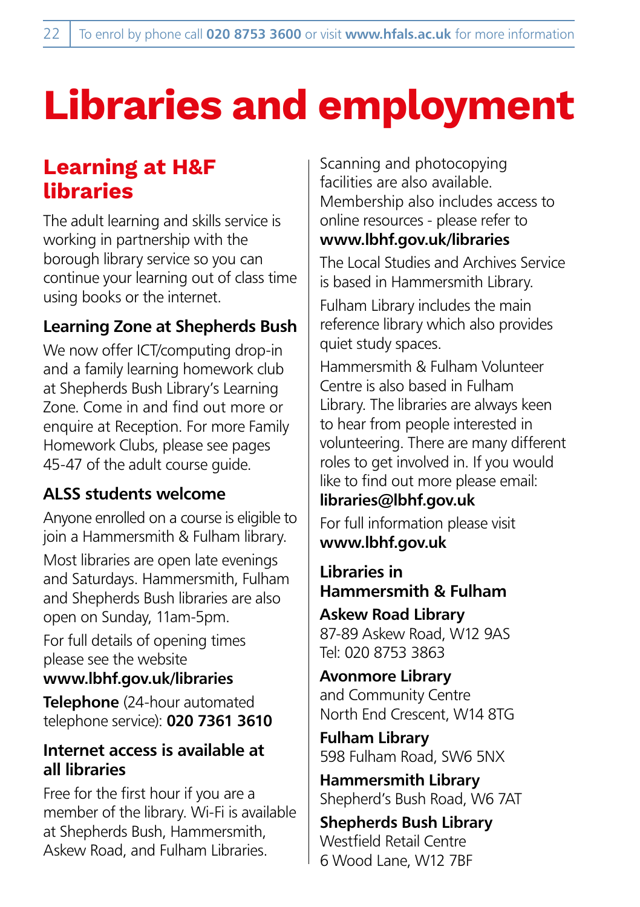# Libraries and employment

## Learning at H&F libraries

The adult learning and skills service is working in partnership with the borough library service so you can continue your learning out of class time using books or the internet.

### Learning Zone at Shepherds Bush

We now offer ICT/computing drop-in and a family learning homework club at Shepherds Bush Library's Learning Zone. Come in and find out more or enquire at Reception. For more Family Homework Clubs, please see pages 45-47 of the adult course guide.

### ALSS students welcome

Anyone enrolled on a course is eligible to join a Hammersmith & Fulham library.

Most libraries are open late evenings and Saturdays. Hammersmith, Fulham and Shepherds Bush libraries are also open on Sunday, 11am-5pm.

For full details of opening times please see the website
**www.lbhf.gov.uk/libraries**

**Telephone** (24-hour automated telephone service): **020 7361 3610**

### Internet access is available at all libraries

Free for the first hour if you are a member of the library. Wi-Fi is available at Shepherds Bush, Hammersmith, Askew Road, and Fulham Libraries.

Scanning and photocopying facilities are also available. Membership also includes access to online resources - please refer to **www.lbhf.gov.uk/libraries**

The Local Studies and Archives Service is based in Hammersmith Library.

Fulham Library includes the main reference library which also provides quiet study spaces.

Hammersmith & Fulham Volunteer Centre is also based in Fulham Library. The libraries are always keen to hear from people interested in volunteering. There are many different roles to get involved in. If you would like to find out more please email: **libraries@lbhf.gov.uk**

For full information please visit **www.lbhf.gov.uk**

### Libraries in Hammersmith & Fulham

**Askew Road Library**
87-89 Askew Road, W12 9AS
Tel: 020 8753 3863

**Avonmore Library**
and Community Centre
North End Crescent, W14 8TG

**Fulham Library**
598 Fulham Road, SW6 5NX

**Hammersmith Library**
Shepherd's Bush Road, W6 7AT

**Shepherds Bush Library**
Westfield Retail Centre
6 Wood Lane, W12 7BF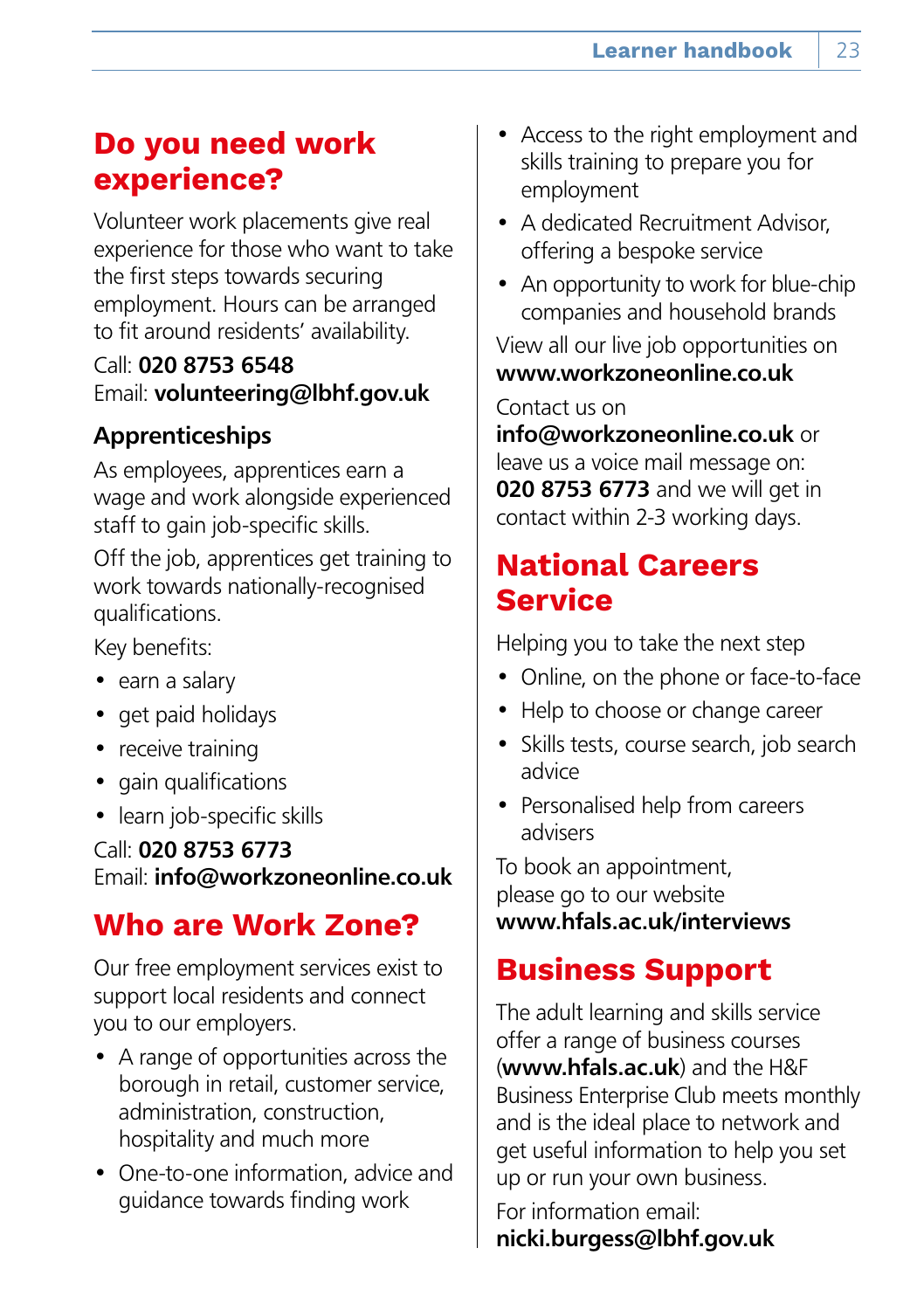## Do you need work experience?

Volunteer work placements give real experience for those who want to take the first steps towards securing employment. Hours can be arranged to fit around residents' availability.

Call: **020 8753 6548**
Email: **volunteering@lbhf.gov.uk**

### Apprenticeships

As employees, apprentices earn a wage and work alongside experienced staff to gain job-specific skills.

Off the job, apprentices get training to work towards nationally-recognised qualifications.

Key benefits:

- earn a salary
- get paid holidays
- receive training
- gain qualifications
- learn job-specific skills

Call: **020 8753 6773**
Email: **info@workzoneonline.co.uk**

## Who are Work Zone?

Our free employment services exist to support local residents and connect you to our employers.

- A range of opportunities across the borough in retail, customer service, administration, construction, hospitality and much more
- One-to-one information, advice and guidance towards finding work
- Access to the right employment and skills training to prepare you for employment
- A dedicated Recruitment Advisor, offering a bespoke service
- An opportunity to work for blue-chip companies and household brands

View all our live job opportunities on **www.workzoneonline.co.uk**

Contact us on **info@workzoneonline.co.uk** or leave us a voice mail message on: **020 8753 6773** and we will get in contact within 2-3 working days.

## National Careers Service

Helping you to take the next step

- Online, on the phone or face-to-face
- Help to choose or change career
- Skills tests, course search, job search advice
- Personalised help from careers advisers

To book an appointment, please go to our website **www.hfals.ac.uk/interviews**

## Business Support

The adult learning and skills service offer a range of business courses (**www.hfals.ac.uk**) and the H&F Business Enterprise Club meets monthly and is the ideal place to network and get useful information to help you set up or run your own business.

For information email: **nicki.burgess@lbhf.gov.uk**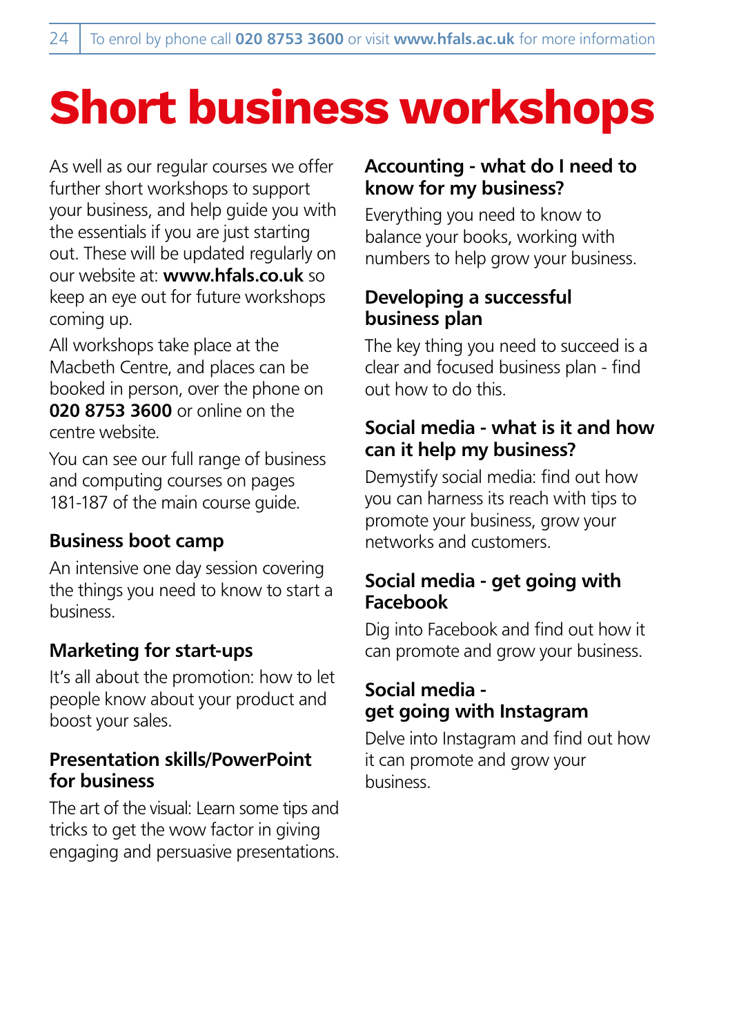# Short business workshops

As well as our regular courses we offer further short workshops to support your business, and help guide you with the essentials if you are just starting out. These will be updated regularly on our website at: **www.hfals.co.uk** so keep an eye out for future workshops coming up.

All workshops take place at the Macbeth Centre, and places can be booked in person, over the phone on **020 8753 3600** or online on the centre website.

You can see our full range of business and computing courses on pages 181-187 of the main course guide.

### Business boot camp

An intensive one day session covering the things you need to know to start a business.

### Marketing for start-ups

It's all about the promotion: how to let people know about your product and boost your sales.

### Presentation skills/PowerPoint for business

The art of the visual: Learn some tips and tricks to get the wow factor in giving engaging and persuasive presentations.

### Accounting - what do I need to know for my business?

Everything you need to know to balance your books, working with numbers to help grow your business.

### Developing a successful business plan

The key thing you need to succeed is a clear and focused business plan - find out how to do this.

### Social media - what is it and how can it help my business?

Demystify social media: find out how you can harness its reach with tips to promote your business, grow your networks and customers.

### Social media - get going with Facebook

Dig into Facebook and find out how it can promote and grow your business.

### Social media - get going with Instagram

Delve into Instagram and find out how it can promote and grow your business.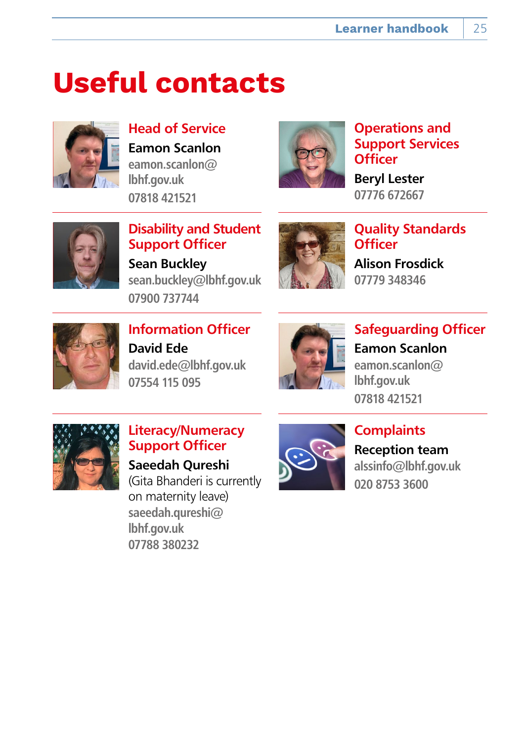# Useful contacts

### Head of Service

**Eamon Scanlon**
eamon.scanlon@lbhf.gov.uk
07818 421521

### Operations and Support Services Officer

**Beryl Lester**
07776 672667

### Disability and Student Support Officer

**Sean Buckley**
sean.buckley@lbhf.gov.uk
07900 737744

### Quality Standards Officer

**Alison Frosdick**
07779 348346

### Information Officer

**David Ede**
david.ede@lbhf.gov.uk
07554 115 095

### Safeguarding Officer

**Eamon Scanlon**
eamon.scanlon@lbhf.gov.uk
07818 421521

### Literacy/Numeracy Support Officer

**Saeedah Qureshi**
(Gita Bhanderi is currently on maternity leave)
saeedah.qureshi@lbhf.gov.uk
07788 380232

### Complaints

**Reception team**
alssinfo@lbhf.gov.uk
020 8753 3600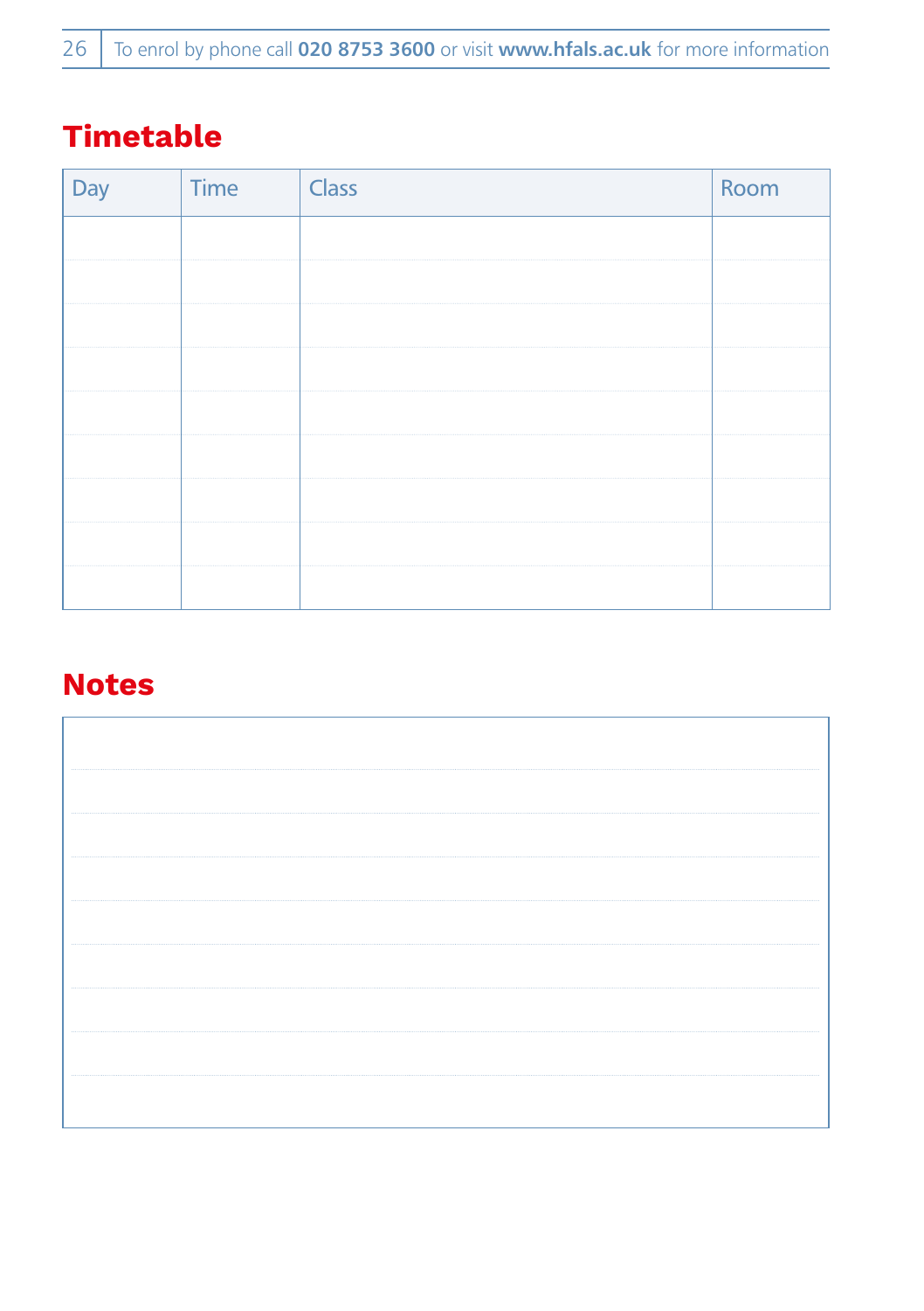# Timetable

| Day | Time | Class | Room |
|---|---|---|---|
| | | | |
| | | | |
| | | | |
| | | | |
| | | | |
| | | | |
| | | | |
| | | | |
| | | | |

# Notes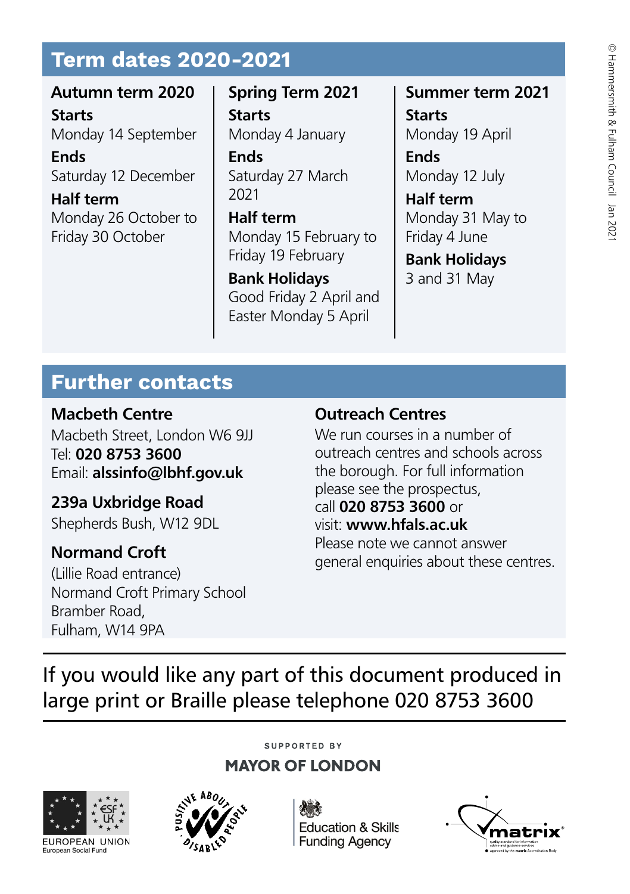## Term dates 2020-2021

### Autumn term 2020

**Starts**
Monday 14 September

**Ends**
Saturday 12 December

**Half term**
Monday 26 October to Friday 30 October

### Spring Term 2021

**Starts**
Monday 4 January

**Ends**
Saturday 27 March 2021

**Half term**
Monday 15 February to Friday 19 February

**Bank Holidays**
Good Friday 2 April and Easter Monday 5 April

### Summer term 2021

**Starts**
Monday 19 April

**Ends**
Monday 12 July

**Half term**
Monday 31 May to Friday 4 June

**Bank Holidays**
3 and 31 May

## Further contacts

### Macbeth Centre

Macbeth Street, London W6 9JJ
Tel: **020 8753 3600**
Email: **alssinfo@lbhf.gov.uk**

### 239a Uxbridge Road

Shepherds Bush, W12 9DL

### Normand Croft

(Lillie Road entrance)
Normand Croft Primary School
Bramber Road,
Fulham, W14 9PA

### Outreach Centres

We run courses in a number of outreach centres and schools across the borough. For full information please see the prospectus, call **020 8753 3600** or visit: **www.hfals.ac.uk**
Please note we cannot answer general enquiries about these centres.

If you would like any part of this document produced in large print or Braille please telephone 020 8753 3600

SUPPORTED BY
MAYOR OF LONDON

EUROPEAN UNION
European Social Fund

Education & Skills Funding Agency

© Hammersmith & Fulham Council Jan 2021